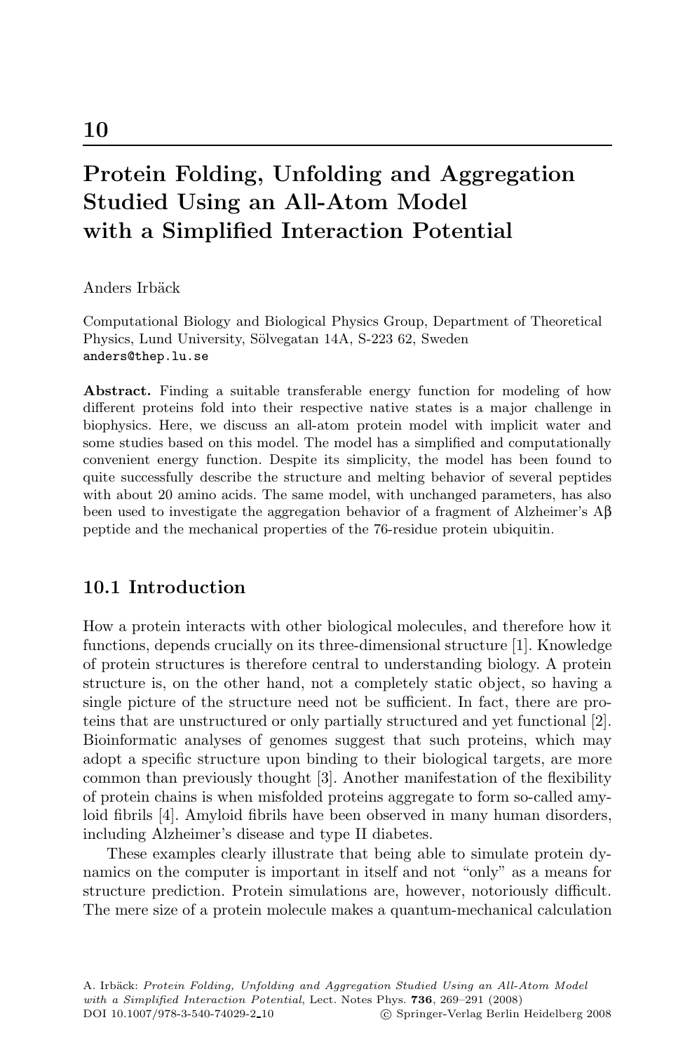# 10

# Protein Folding, Unfolding and Aggregation Studied Using an All-Atom Model with a Simplified Interaction Potential

Anders Irbäck

Computational Biology and Biological Physics Group, Department of Theoretical Physics, Lund University, Sölvegatan 14A, S-223 62, Sweden
anders@thep.lu.se

**Abstract.** Finding a suitable transferable energy function for modeling of how different proteins fold into their respective native states is a major challenge in biophysics. Here, we discuss an all-atom protein model with implicit water and some studies based on this model. The model has a simplified and computationally convenient energy function. Despite its simplicity, the model has been found to quite successfully describe the structure and melting behavior of several peptides with about 20 amino acids. The same model, with unchanged parameters, has also been used to investigate the aggregation behavior of a fragment of Alzheimer's Aβ peptide and the mechanical properties of the 76-residue protein ubiquitin.

## 10.1 Introduction

How a protein interacts with other biological molecules, and therefore how it functions, depends crucially on its three-dimensional structure [1]. Knowledge of protein structures is therefore central to understanding biology. A protein structure is, on the other hand, not a completely static object, so having a single picture of the structure need not be sufficient. In fact, there are proteins that are unstructured or only partially structured and yet functional [2]. Bioinformatic analyses of genomes suggest that such proteins, which may adopt a specific structure upon binding to their biological targets, are more common than previously thought [3]. Another manifestation of the flexibility of protein chains is when misfolded proteins aggregate to form so-called amyloid fibrils [4]. Amyloid fibrils have been observed in many human disorders, including Alzheimer's disease and type II diabetes.

These examples clearly illustrate that being able to simulate protein dynamics on the computer is important in itself and not "only" as a means for structure prediction. Protein simulations are, however, notoriously difficult. The mere size of a protein molecule makes a quantum-mechanical calculation

A. Irbäck: *Protein Folding, Unfolding and Aggregation Studied Using an All-Atom Model with a Simplified Interaction Potential*, Lect. Notes Phys. **736**, 269–291 (2008)
DOI 10.1007/978-3-540-74029-2_10 © Springer-Verlag Berlin Heidelberg 2008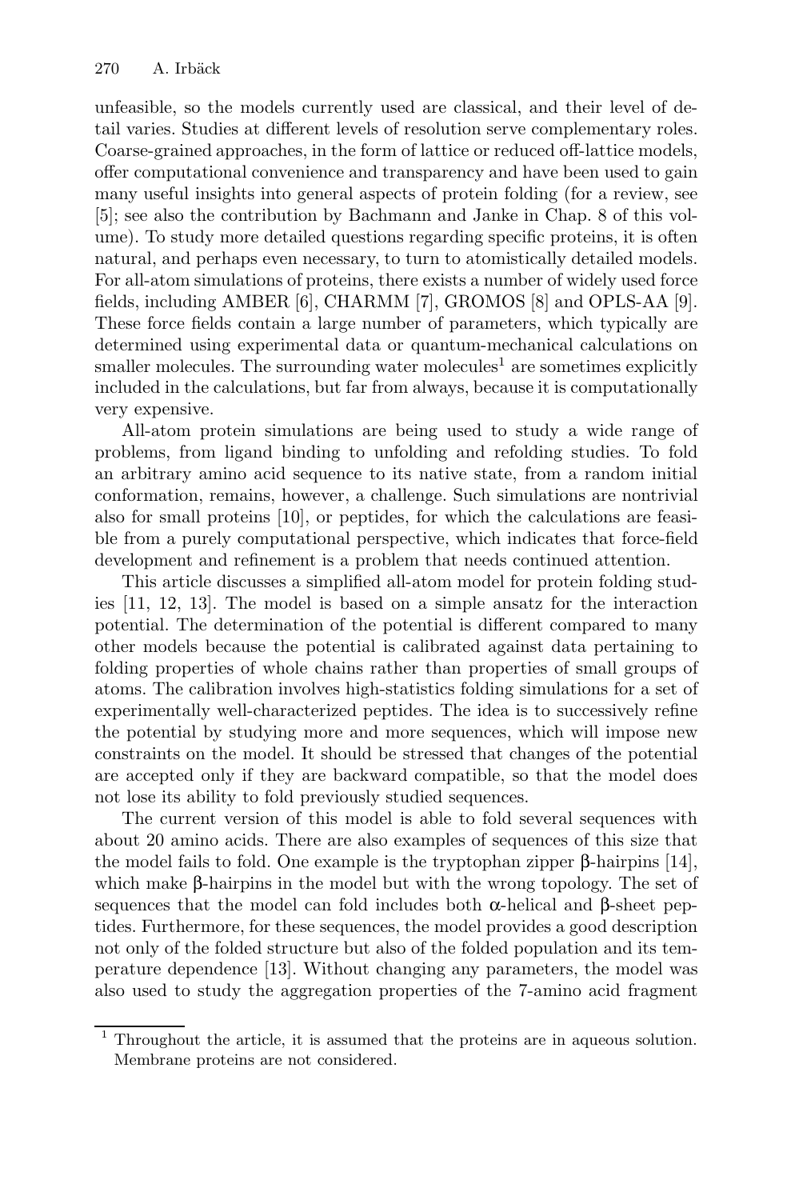unfeasible, so the models currently used are classical, and their level of detail varies. Studies at different levels of resolution serve complementary roles. Coarse-grained approaches, in the form of lattice or reduced off-lattice models, offer computational convenience and transparency and have been used to gain many useful insights into general aspects of protein folding (for a review, see [5]; see also the contribution by Bachmann and Janke in Chap. 8 of this volume). To study more detailed questions regarding specific proteins, it is often natural, and perhaps even necessary, to turn to atomistically detailed models. For all-atom simulations of proteins, there exists a number of widely used force fields, including AMBER [6], CHARMM [7], GROMOS [8] and OPLS-AA [9]. These force fields contain a large number of parameters, which typically are determined using experimental data or quantum-mechanical calculations on smaller molecules. The surrounding water molecules[1] are sometimes explicitly included in the calculations, but far from always, because it is computationally very expensive.

All-atom protein simulations are being used to study a wide range of problems, from ligand binding to unfolding and refolding studies. To fold an arbitrary amino acid sequence to its native state, from a random initial conformation, remains, however, a challenge. Such simulations are nontrivial also for small proteins [10], or peptides, for which the calculations are feasible from a purely computational perspective, which indicates that force-field development and refinement is a problem that needs continued attention.

This article discusses a simplified all-atom model for protein folding studies [11, 12, 13]. The model is based on a simple ansatz for the interaction potential. The determination of the potential is different compared to many other models because the potential is calibrated against data pertaining to folding properties of whole chains rather than properties of small groups of atoms. The calibration involves high-statistics folding simulations for a set of experimentally well-characterized peptides. The idea is to successively refine the potential by studying more and more sequences, which will impose new constraints on the model. It should be stressed that changes of the potential are accepted only if they are backward compatible, so that the model does not lose its ability to fold previously studied sequences.

The current version of this model is able to fold several sequences with about 20 amino acids. There are also examples of sequences of this size that the model fails to fold. One example is the tryptophan zipper β-hairpins [14], which make β-hairpins in the model but with the wrong topology. The set of sequences that the model can fold includes both α-helical and β-sheet peptides. Furthermore, for these sequences, the model provides a good description not only of the folded structure but also of the folded population and its temperature dependence [13]. Without changing any parameters, the model was also used to study the aggregation properties of the 7-amino acid fragment

[1] Throughout the article, it is assumed that the proteins are in aqueous solution. Membrane proteins are not considered.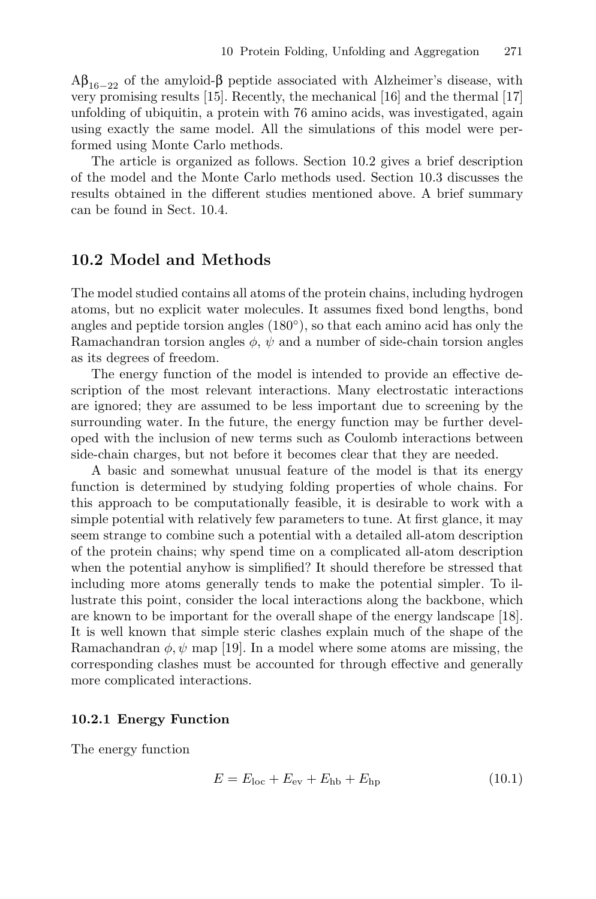$A\beta_{16-22}$ of the amyloid-$\beta$ peptide associated with Alzheimer's disease, with very promising results [15]. Recently, the mechanical [16] and the thermal [17] unfolding of ubiquitin, a protein with 76 amino acids, was investigated, again using exactly the same model. All the simulations of this model were performed using Monte Carlo methods.

The article is organized as follows. Section 10.2 gives a brief description of the model and the Monte Carlo methods used. Section 10.3 discusses the results obtained in the different studies mentioned above. A brief summary can be found in Sect. 10.4.

## 10.2 Model and Methods

The model studied contains all atoms of the protein chains, including hydrogen atoms, but no explicit water molecules. It assumes fixed bond lengths, bond angles and peptide torsion angles (180°), so that each amino acid has only the Ramachandran torsion angles $\phi$, $\psi$ and a number of side-chain torsion angles as its degrees of freedom.

The energy function of the model is intended to provide an effective description of the most relevant interactions. Many electrostatic interactions are ignored; they are assumed to be less important due to screening by the surrounding water. In the future, the energy function may be further developed with the inclusion of new terms such as Coulomb interactions between side-chain charges, but not before it becomes clear that they are needed.

A basic and somewhat unusual feature of the model is that its energy function is determined by studying folding properties of whole chains. For this approach to be computationally feasible, it is desirable to work with a simple potential with relatively few parameters to tune. At first glance, it may seem strange to combine such a potential with a detailed all-atom description of the protein chains; why spend time on a complicated all-atom description when the potential anyhow is simplified? It should therefore be stressed that including more atoms generally tends to make the potential simpler. To illustrate this point, consider the local interactions along the backbone, which are known to be important for the overall shape of the energy landscape [18]. It is well known that simple steric clashes explain much of the shape of the Ramachandran $\phi, \psi$ map [19]. In a model where some atoms are missing, the corresponding clashes must be accounted for through effective and generally more complicated interactions.

### 10.2.1 Energy Function

The energy function

$$E = E_{\text{loc}} + E_{\text{ev}} + E_{\text{hb}} + E_{\text{hp}} \tag{10.1}$$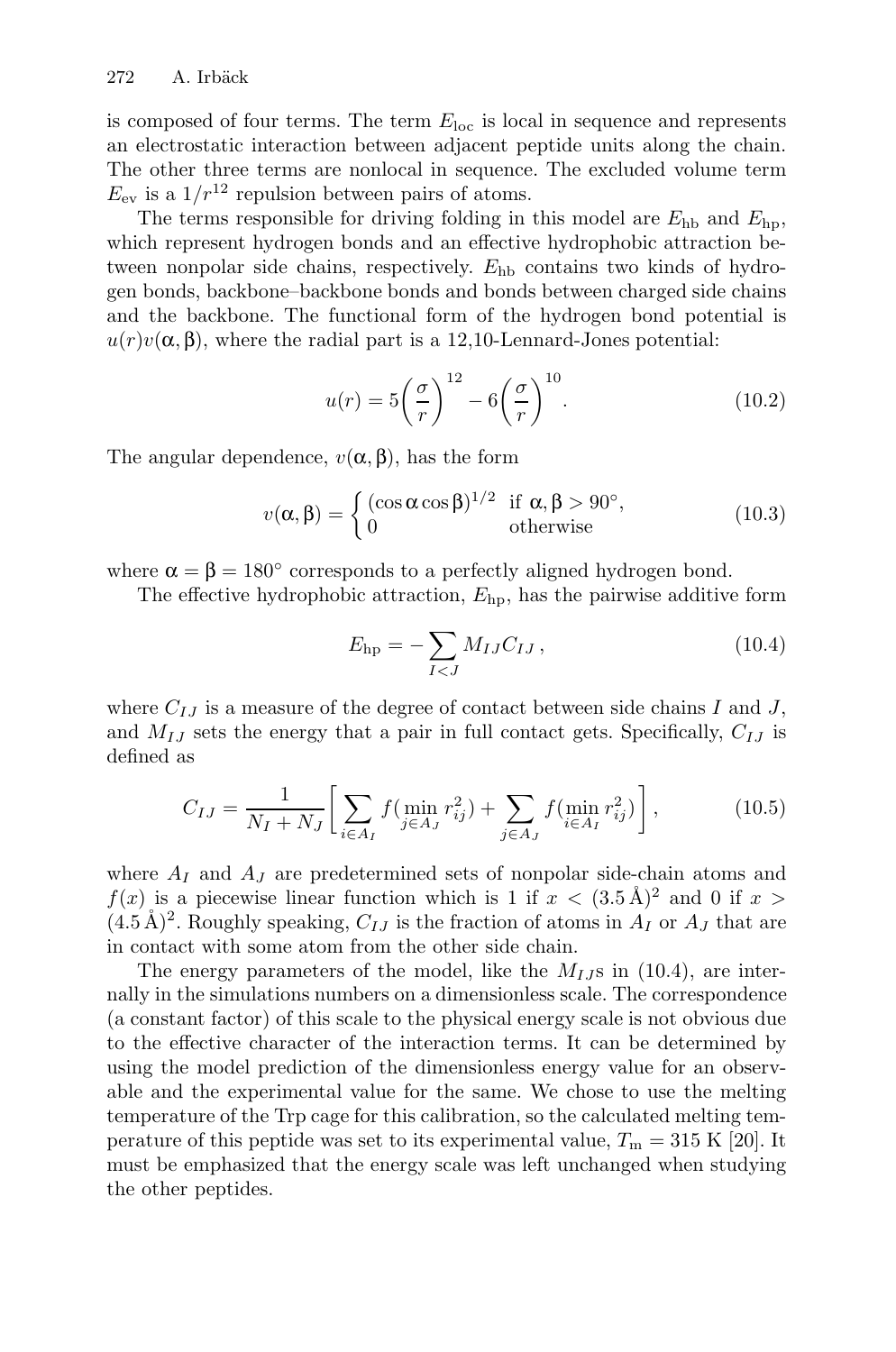is composed of four terms. The term $E_{\text{loc}}$ is local in sequence and represents an electrostatic interaction between adjacent peptide units along the chain. The other three terms are nonlocal in sequence. The excluded volume term $E_{\text{ev}}$ is a $1/r^{12}$ repulsion between pairs of atoms.

The terms responsible for driving folding in this model are $E_{\text{hb}}$ and $E_{\text{hp}}$, which represent hydrogen bonds and an effective hydrophobic attraction between nonpolar side chains, respectively. $E_{\text{hb}}$ contains two kinds of hydrogen bonds, backbone–backbone bonds and bonds between charged side chains and the backbone. The functional form of the hydrogen bond potential is $u(r)v(\alpha, \beta)$, where the radial part is a 12,10-Lennard-Jones potential:

$$u(r) = 5\left(\frac{\sigma}{r}\right)^{12} - 6\left(\frac{\sigma}{r}\right)^{10}. \tag{10.2}$$

The angular dependence, $v(\alpha, \beta)$, has the form

$$v(\alpha, \beta) = \begin{cases} (\cos\alpha \cos\beta)^{1/2} & \text{if } \alpha, \beta > 90^\circ, \\ 0 & \text{otherwise} \end{cases} \tag{10.3}$$

where $\alpha = \beta = 180^\circ$ corresponds to a perfectly aligned hydrogen bond.

The effective hydrophobic attraction, $E_{\text{hp}}$, has the pairwise additive form

$$E_{\text{hp}} = -\sum_{I<J} M_{IJ} C_{IJ}\,, \tag{10.4}$$

where $C_{IJ}$ is a measure of the degree of contact between side chains $I$ and $J$, and $M_{IJ}$ sets the energy that a pair in full contact gets. Specifically, $C_{IJ}$ is defined as

$$C_{IJ} = \frac{1}{N_I + N_J}\left[\sum_{i \in A_I} f(\min_{j \in A_J} r_{ij}^2) + \sum_{j \in A_J} f(\min_{i \in A_I} r_{ij}^2)\right], \tag{10.5}$$

where $A_I$ and $A_J$ are predetermined sets of nonpolar side-chain atoms and $f(x)$ is a piecewise linear function which is 1 if $x < (3.5\,\text{Å})^2$ and 0 if $x > (4.5\,\text{Å})^2$. Roughly speaking, $C_{IJ}$ is the fraction of atoms in $A_I$ or $A_J$ that are in contact with some atom from the other side chain.

The energy parameters of the model, like the $M_{IJ}$s in (10.4), are internally in the simulations numbers on a dimensionless scale. The correspondence (a constant factor) of this scale to the physical energy scale is not obvious due to the effective character of the interaction terms. It can be determined by using the model prediction of the dimensionless energy value for an observable and the experimental value for the same. We chose to use the melting temperature of the Trp cage for this calibration, so the calculated melting temperature of this peptide was set to its experimental value, $T_{\text{m}} = 315$ K [20]. It must be emphasized that the energy scale was left unchanged when studying the other peptides.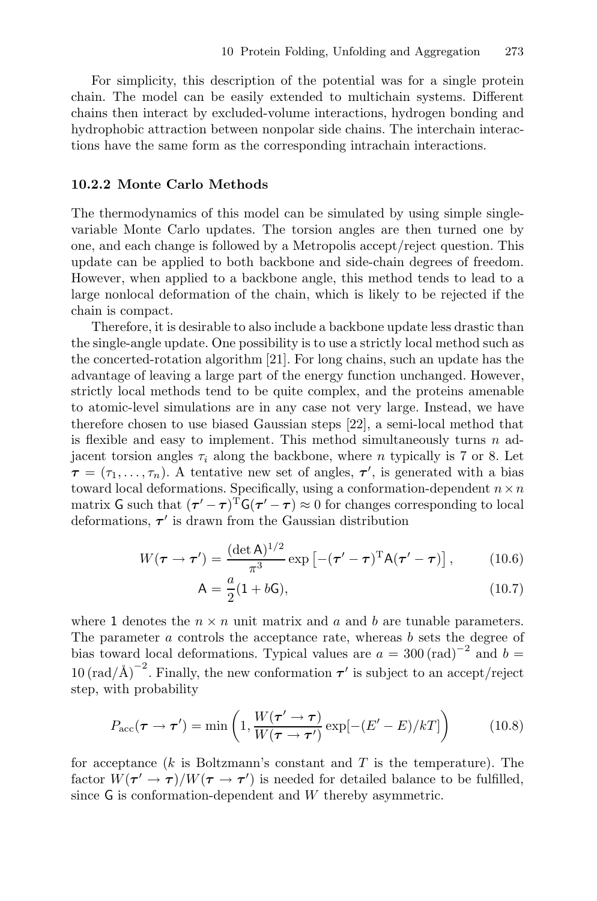For simplicity, this description of the potential was for a single protein chain. The model can be easily extended to multichain systems. Different chains then interact by excluded-volume interactions, hydrogen bonding and hydrophobic attraction between nonpolar side chains. The interchain interactions have the same form as the corresponding intrachain interactions.

### 10.2.2 Monte Carlo Methods

The thermodynamics of this model can be simulated by using simple single-variable Monte Carlo updates. The torsion angles are then turned one by one, and each change is followed by a Metropolis accept/reject question. This update can be applied to both backbone and side-chain degrees of freedom. However, when applied to a backbone angle, this method tends to lead to a large nonlocal deformation of the chain, which is likely to be rejected if the chain is compact.

Therefore, it is desirable to also include a backbone update less drastic than the single-angle update. One possibility is to use a strictly local method such as the concerted-rotation algorithm [21]. For long chains, such an update has the advantage of leaving a large part of the energy function unchanged. However, strictly local methods tend to be quite complex, and the proteins amenable to atomic-level simulations are in any case not very large. Instead, we have therefore chosen to use biased Gaussian steps [22], a semi-local method that is flexible and easy to implement. This method simultaneously turns $n$ adjacent torsion angles $\tau_i$ along the backbone, where $n$ typically is 7 or 8. Let $\boldsymbol{\tau} = (\tau_1, \ldots, \tau_n)$. A tentative new set of angles, $\boldsymbol{\tau}'$, is generated with a bias toward local deformations. Specifically, using a conformation-dependent $n \times n$ matrix $\mathsf{G}$ such that $(\boldsymbol{\tau}' - \boldsymbol{\tau})^{\mathrm{T}}\mathsf{G}(\boldsymbol{\tau}' - \boldsymbol{\tau}) \approx 0$ for changes corresponding to local deformations, $\boldsymbol{\tau}'$ is drawn from the Gaussian distribution

$$W(\boldsymbol{\tau} \to \boldsymbol{\tau}') = \frac{(\det \mathsf{A})^{1/2}}{\pi^3} \exp\left[-(\boldsymbol{\tau}' - \boldsymbol{\tau})^{\mathrm{T}}\mathsf{A}(\boldsymbol{\tau}' - \boldsymbol{\tau})\right], \tag{10.6}$$

$$\mathsf{A} = \frac{a}{2}(\mathsf{1} + b\mathsf{G}), \tag{10.7}$$

where $\mathsf{1}$ denotes the $n \times n$ unit matrix and $a$ and $b$ are tunable parameters. The parameter $a$ controls the acceptance rate, whereas $b$ sets the degree of bias toward local deformations. Typical values are $a = 300\,(\mathrm{rad})^{-2}$ and $b = 10\,(\mathrm{rad}/\text{Å})^{-2}$. Finally, the new conformation $\boldsymbol{\tau}'$ is subject to an accept/reject step, with probability

$$P_{\mathrm{acc}}(\boldsymbol{\tau} \to \boldsymbol{\tau}') = \min\left(1, \frac{W(\boldsymbol{\tau}' \to \boldsymbol{\tau})}{W(\boldsymbol{\tau} \to \boldsymbol{\tau}')} \exp[-(E' - E)/kT]\right) \tag{10.8}$$

for acceptance ($k$ is Boltzmann's constant and $T$ is the temperature). The factor $W(\boldsymbol{\tau}' \to \boldsymbol{\tau})/W(\boldsymbol{\tau} \to \boldsymbol{\tau}')$ is needed for detailed balance to be fulfilled, since $\mathsf{G}$ is conformation-dependent and $W$ thereby asymmetric.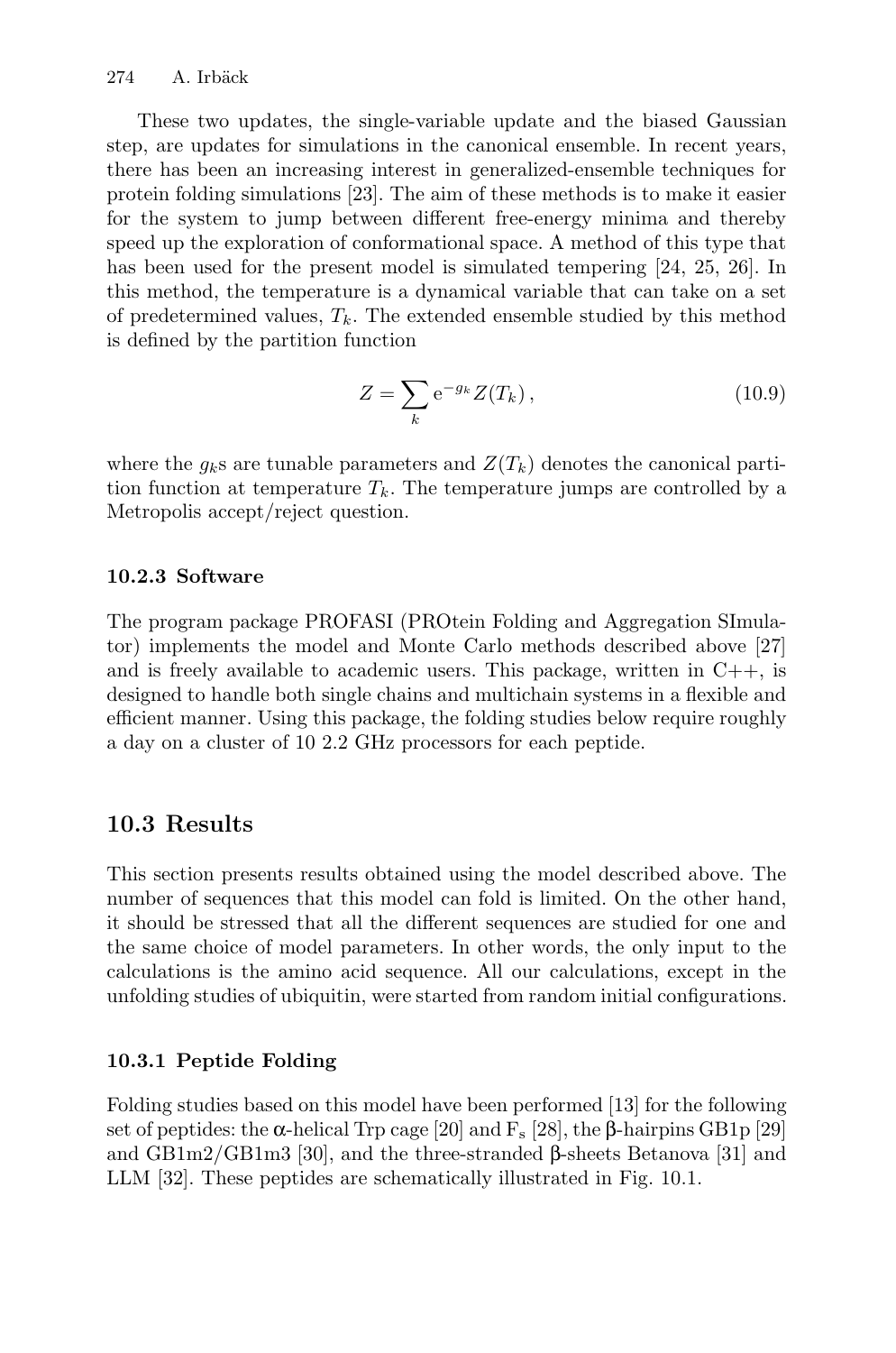These two updates, the single-variable update and the biased Gaussian step, are updates for simulations in the canonical ensemble. In recent years, there has been an increasing interest in generalized-ensemble techniques for protein folding simulations [23]. The aim of these methods is to make it easier for the system to jump between different free-energy minima and thereby speed up the exploration of conformational space. A method of this type that has been used for the present model is simulated tempering [24, 25, 26]. In this method, the temperature is a dynamical variable that can take on a set of predetermined values, $T_k$. The extended ensemble studied by this method is defined by the partition function

$$Z = \sum_k \mathrm{e}^{-g_k} Z(T_k)\,, \tag{10.9}$$

where the $g_k$s are tunable parameters and $Z(T_k)$ denotes the canonical partition function at temperature $T_k$. The temperature jumps are controlled by a Metropolis accept/reject question.

### 10.2.3 Software

The program package PROFASI (PROtein Folding and Aggregation SImulator) implements the model and Monte Carlo methods described above [27] and is freely available to academic users. This package, written in C++, is designed to handle both single chains and multichain systems in a flexible and efficient manner. Using this package, the folding studies below require roughly a day on a cluster of 10 2.2 GHz processors for each peptide.

## 10.3 Results

This section presents results obtained using the model described above. The number of sequences that this model can fold is limited. On the other hand, it should be stressed that all the different sequences are studied for one and the same choice of model parameters. In other words, the only input to the calculations is the amino acid sequence. All our calculations, except in the unfolding studies of ubiquitin, were started from random initial configurations.

### 10.3.1 Peptide Folding

Folding studies based on this model have been performed [13] for the following set of peptides: the α-helical Trp cage [20] and $F_s$ [28], the β-hairpins GB1p [29] and GB1m2/GB1m3 [30], and the three-stranded β-sheets Betanova [31] and LLM [32]. These peptides are schematically illustrated in Fig. 10.1.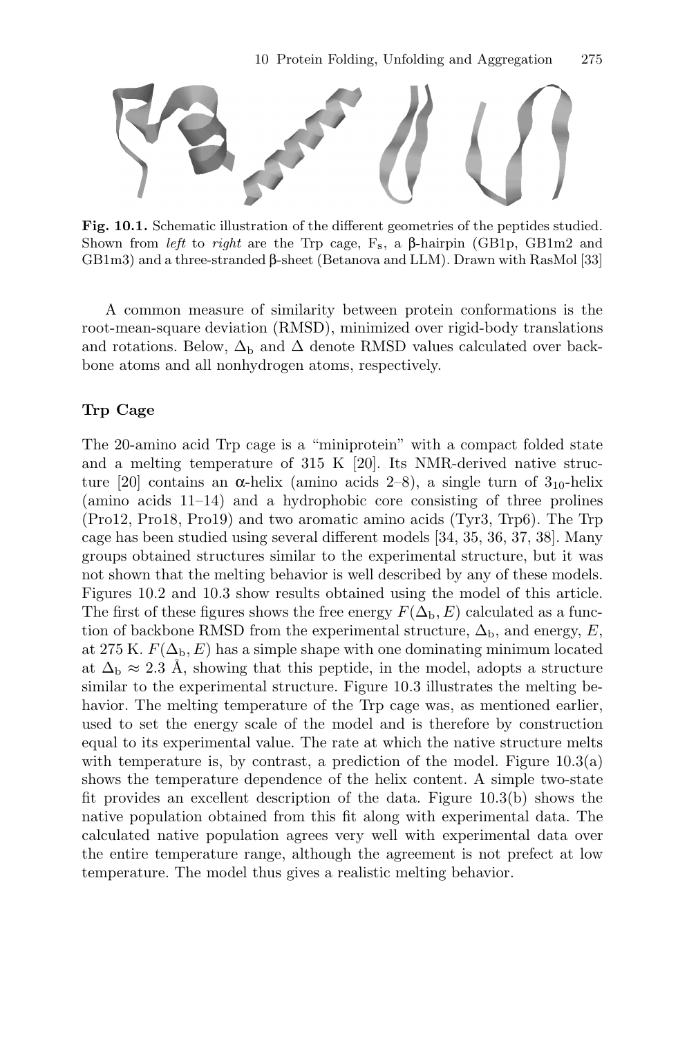**Fig. 10.1.** Schematic illustration of the different geometries of the peptides studied. Shown from *left* to *right* are the Trp cage, $F_s$, a β-hairpin (GB1p, GB1m2 and GB1m3) and a three-stranded β-sheet (Betanova and LLM). Drawn with RasMol [33]

A common measure of similarity between protein conformations is the root-mean-square deviation (RMSD), minimized over rigid-body translations and rotations. Below, $\Delta_b$ and $\Delta$ denote RMSD values calculated over backbone atoms and all nonhydrogen atoms, respectively.

### Trp Cage

The 20-amino acid Trp cage is a "miniprotein" with a compact folded state and a melting temperature of 315 K [20]. Its NMR-derived native structure [20] contains an α-helix (amino acids 2–8), a single turn of $3_{10}$-helix (amino acids 11–14) and a hydrophobic core consisting of three prolines (Pro12, Pro18, Pro19) and two aromatic amino acids (Tyr3, Trp6). The Trp cage has been studied using several different models [34, 35, 36, 37, 38]. Many groups obtained structures similar to the experimental structure, but it was not shown that the melting behavior is well described by any of these models. Figures 10.2 and 10.3 show results obtained using the model of this article. The first of these figures shows the free energy $F(\Delta_b, E)$ calculated as a function of backbone RMSD from the experimental structure, $\Delta_b$, and energy, $E$, at 275 K. $F(\Delta_b, E)$ has a simple shape with one dominating minimum located at $\Delta_b \approx 2.3$ Å, showing that this peptide, in the model, adopts a structure similar to the experimental structure. Figure 10.3 illustrates the melting behavior. The melting temperature of the Trp cage was, as mentioned earlier, used to set the energy scale of the model and is therefore by construction equal to its experimental value. The rate at which the native structure melts with temperature is, by contrast, a prediction of the model. Figure 10.3(a) shows the temperature dependence of the helix content. A simple two-state fit provides an excellent description of the data. Figure 10.3(b) shows the native population obtained from this fit along with experimental data. The calculated native population agrees very well with experimental data over the entire temperature range, although the agreement is not prefect at low temperature. The model thus gives a realistic melting behavior.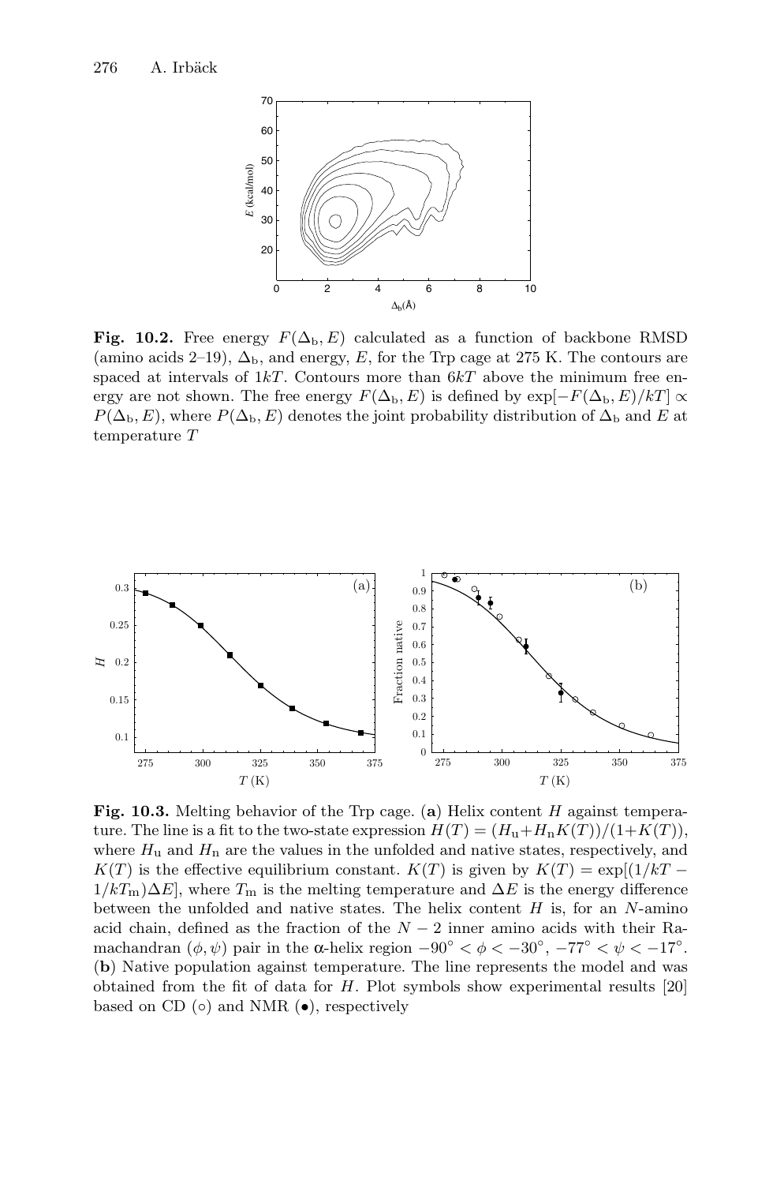**Fig. 10.2.** Free energy $F(\Delta_{\rm b}, E)$ calculated as a function of backbone RMSD (amino acids 2–19), $\Delta_{\rm b}$, and energy, $E$, for the Trp cage at 275 K. The contours are spaced at intervals of $1kT$. Contours more than $6kT$ above the minimum free energy are not shown. The free energy $F(\Delta_{\rm b}, E)$ is defined by $\exp[-F(\Delta_{\rm b}, E)/kT] \propto P(\Delta_{\rm b}, E)$, where $P(\Delta_{\rm b}, E)$ denotes the joint probability distribution of $\Delta_{\rm b}$ and $E$ at temperature $T$

**Fig. 10.3.** Melting behavior of the Trp cage. (**a**) Helix content $H$ against temperature. The line is a fit to the two-state expression $H(T) = (H_{\rm u} + H_{\rm n}K(T))/(1+K(T))$, where $H_{\rm u}$ and $H_{\rm n}$ are the values in the unfolded and native states, respectively, and $K(T)$ is the effective equilibrium constant. $K(T)$ is given by $K(T) = \exp[(1/kT - 1/kT_{\rm m})\Delta E]$, where $T_{\rm m}$ is the melting temperature and $\Delta E$ is the energy difference between the unfolded and native states. The helix content $H$ is, for an $N$-amino acid chain, defined as the fraction of the $N-2$ inner amino acids with their Ramachandran $(\phi, \psi)$ pair in the α-helix region $-90^\circ < \phi < -30^\circ$, $-77^\circ < \psi < -17^\circ$. (**b**) Native population against temperature. The line represents the model and was obtained from the fit of data for $H$. Plot symbols show experimental results [20] based on CD (○) and NMR (●), respectively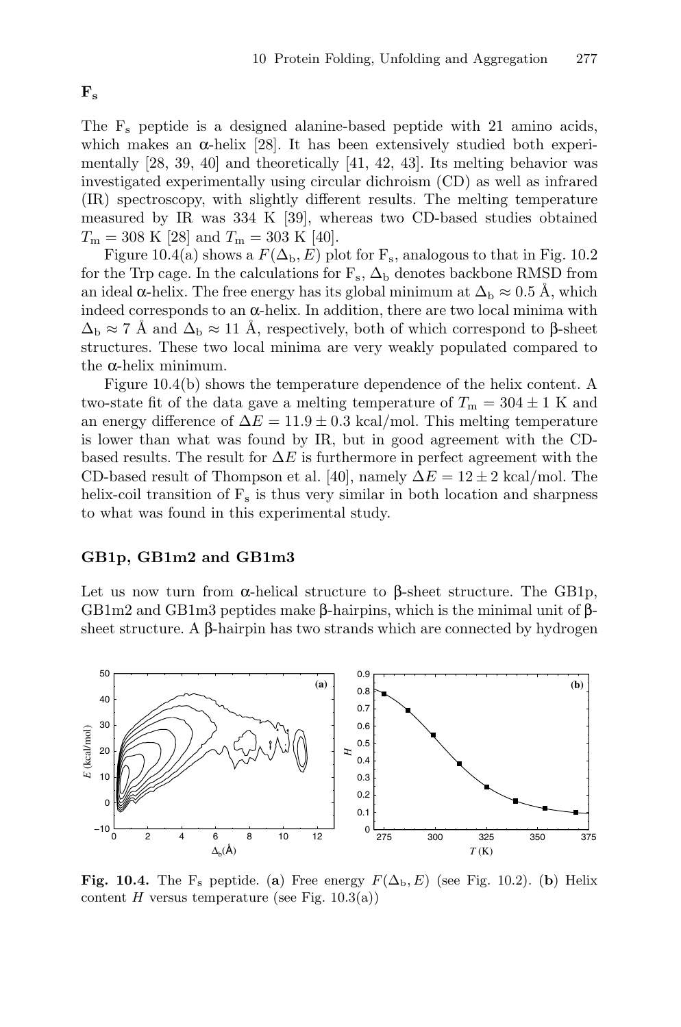### $F_s$

The $F_s$ peptide is a designed alanine-based peptide with 21 amino acids, which makes an α-helix [28]. It has been extensively studied both experimentally [28, 39, 40] and theoretically [41, 42, 43]. Its melting behavior was investigated experimentally using circular dichroism (CD) as well as infrared (IR) spectroscopy, with slightly different results. The melting temperature measured by IR was 334 K [39], whereas two CD-based studies obtained $T_m = 308$ K [28] and $T_m = 303$ K [40].

Figure 10.4(a) shows a $F(\Delta_b, E)$ plot for $F_s$, analogous to that in Fig. 10.2 for the Trp cage. In the calculations for $F_s$, $\Delta_b$ denotes backbone RMSD from an ideal α-helix. The free energy has its global minimum at $\Delta_b \approx 0.5$ Å, which indeed corresponds to an α-helix. In addition, there are two local minima with $\Delta_b \approx 7$ Å and $\Delta_b \approx 11$ Å, respectively, both of which correspond to β-sheet structures. These two local minima are very weakly populated compared to the α-helix minimum.

Figure 10.4(b) shows the temperature dependence of the helix content. A two-state fit of the data gave a melting temperature of $T_m = 304 \pm 1$ K and an energy difference of $\Delta E = 11.9 \pm 0.3$ kcal/mol. This melting temperature is lower than what was found by IR, but in good agreement with the CD-based results. The result for $\Delta E$ is furthermore in perfect agreement with the CD-based result of Thompson et al. [40], namely $\Delta E = 12 \pm 2$ kcal/mol. The helix-coil transition of $F_s$ is thus very similar in both location and sharpness to what was found in this experimental study.

### GB1p, GB1m2 and GB1m3

Let us now turn from α-helical structure to β-sheet structure. The GB1p, GB1m2 and GB1m3 peptides make β-hairpins, which is the minimal unit of β-sheet structure. A β-hairpin has two strands which are connected by hydrogen

**Fig. 10.4.** The $F_s$ peptide. (**a**) Free energy $F(\Delta_b, E)$ (see Fig. 10.2). (**b**) Helix content $H$ versus temperature (see Fig. 10.3(a))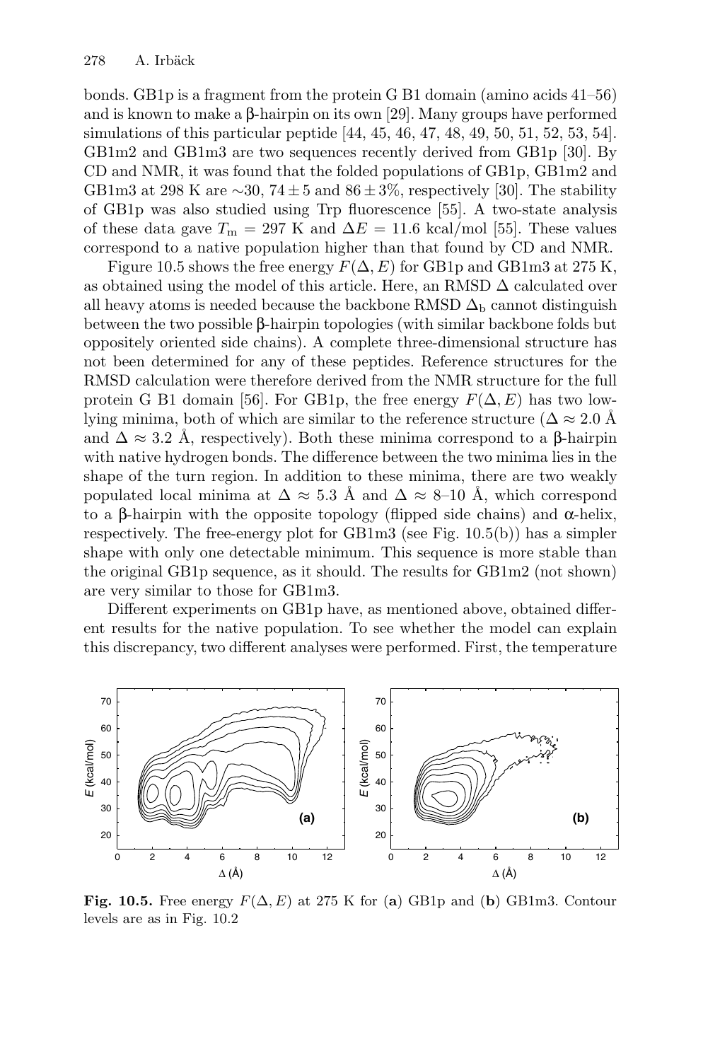bonds. GB1p is a fragment from the protein G B1 domain (amino acids 41–56) and is known to make a β-hairpin on its own [29]. Many groups have performed simulations of this particular peptide [44, 45, 46, 47, 48, 49, 50, 51, 52, 53, 54]. GB1m2 and GB1m3 are two sequences recently derived from GB1p [30]. By CD and NMR, it was found that the folded populations of GB1p, GB1m2 and GB1m3 at 298 K are ∼30, $74 \pm 5$ and $86 \pm 3\%$, respectively [30]. The stability of GB1p was also studied using Trp fluorescence [55]. A two-state analysis of these data gave $T_{\rm m} = 297$ K and $\Delta E = 11.6$ kcal/mol [55]. These values correspond to a native population higher than that found by CD and NMR.

Figure 10.5 shows the free energy $F(\Delta, E)$ for GB1p and GB1m3 at 275 K, as obtained using the model of this article. Here, an RMSD $\Delta$ calculated over all heavy atoms is needed because the backbone RMSD $\Delta_{\rm b}$ cannot distinguish between the two possible β-hairpin topologies (with similar backbone folds but oppositely oriented side chains). A complete three-dimensional structure has not been determined for any of these peptides. Reference structures for the RMSD calculation were therefore derived from the NMR structure for the full protein G B1 domain [56]. For GB1p, the free energy $F(\Delta, E)$ has two low-lying minima, both of which are similar to the reference structure ($\Delta \approx 2.0$ Å and $\Delta \approx 3.2$ Å, respectively). Both these minima correspond to a β-hairpin with native hydrogen bonds. The difference between the two minima lies in the shape of the turn region. In addition to these minima, there are two weakly populated local minima at $\Delta \approx 5.3$ Å and $\Delta \approx 8$–10 Å, which correspond to a β-hairpin with the opposite topology (flipped side chains) and α-helix, respectively. The free-energy plot for GB1m3 (see Fig. 10.5(b)) has a simpler shape with only one detectable minimum. This sequence is more stable than the original GB1p sequence, as it should. The results for GB1m2 (not shown) are very similar to those for GB1m3.

Different experiments on GB1p have, as mentioned above, obtained different results for the native population. To see whether the model can explain this discrepancy, two different analyses were performed. First, the temperature

**Fig. 10.5.** Free energy $F(\Delta, E)$ at 275 K for (**a**) GB1p and (**b**) GB1m3. Contour levels are as in Fig. 10.2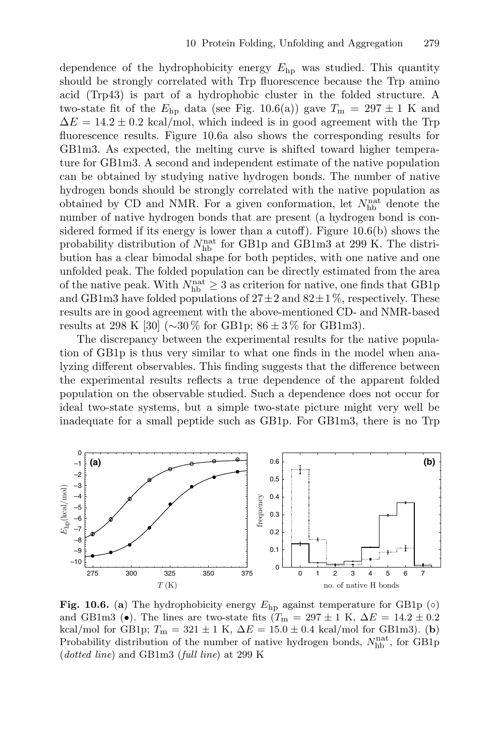dependence of the hydrophobicity energy $E_{\rm hp}$ was studied. This quantity should be strongly correlated with Trp fluorescence because the Trp amino acid (Trp43) is part of a hydrophobic cluster in the folded structure. A two-state fit of the $E_{\rm hp}$ data (see Fig. 10.6(a)) gave $T_{\rm m} = 297 \pm 1$ K and $\Delta E = 14.2 \pm 0.2$ kcal/mol, which indeed is in good agreement with the Trp fluorescence results. Figure 10.6a also shows the corresponding results for GB1m3. As expected, the melting curve is shifted toward higher temperature for GB1m3. A second and independent estimate of the native population can be obtained by studying native hydrogen bonds. The number of native hydrogen bonds should be strongly correlated with the native population as obtained by CD and NMR. For a given conformation, let $N_{\rm hb}^{\rm nat}$ denote the number of native hydrogen bonds that are present (a hydrogen bond is considered formed if its energy is lower than a cutoff). Figure 10.6(b) shows the probability distribution of $N_{\rm hb}^{\rm nat}$ for GB1p and GB1m3 at 299 K. The distribution has a clear bimodal shape for both peptides, with one native and one unfolded peak. The folded population can be directly estimated from the area of the native peak. With $N_{\rm hb}^{\rm nat} \geq 3$ as criterion for native, one finds that GB1p and GB1m3 have folded populations of $27 \pm 2$ and $82 \pm 1$ %, respectively. These results are in good agreement with the above-mentioned CD- and NMR-based results at 298 K [30] (∼30 % for GB1p; $86 \pm 3$ % for GB1m3).

The discrepancy between the experimental results for the native population of GB1p is thus very similar to what one finds in the model when analyzing different observables. This finding suggests that the difference between the experimental results reflects a true dependence of the apparent folded population on the observable studied. Such a dependence does not occur for ideal two-state systems, but a simple two-state picture might very well be inadequate for a small peptide such as GB1p. For GB1m3, there is no Trp

**Fig. 10.6.** (**a**) The hydrophobicity energy $E_{\rm hp}$ against temperature for GB1p (○) and GB1m3 (•). The lines are two-state fits ($T_{\rm m} = 297 \pm 1$ K, $\Delta E = 14.2 \pm 0.2$ kcal/mol for GB1p; $T_{\rm m} = 321 \pm 1$ K, $\Delta E = 15.0 \pm 0.4$ kcal/mol for GB1m3). (**b**) Probability distribution of the number of native hydrogen bonds, $N_{\rm hb}^{\rm nat}$, for GB1p (*dotted line*) and GB1m3 (*full line*) at 299 K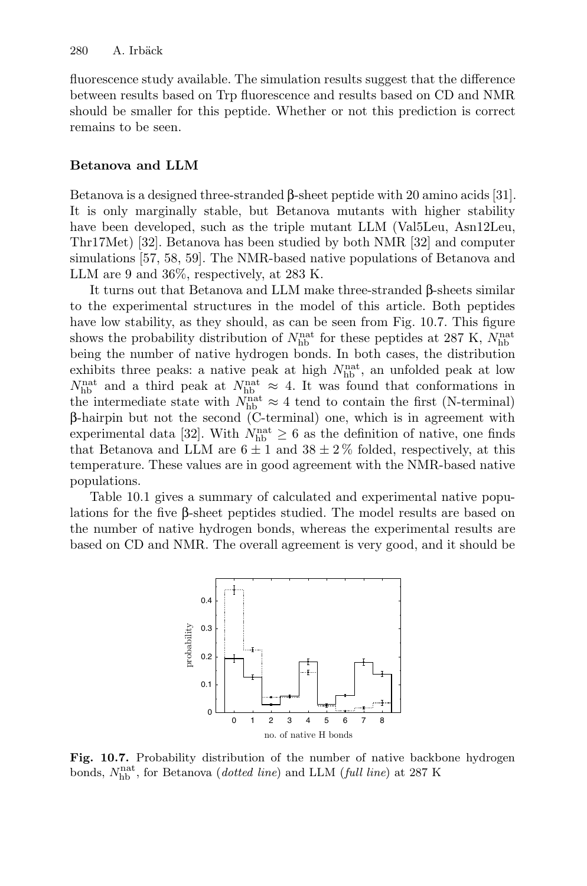fluorescence study available. The simulation results suggest that the difference between results based on Trp fluorescence and results based on CD and NMR should be smaller for this peptide. Whether or not this prediction is correct remains to be seen.

**Betanova and LLM**

Betanova is a designed three-stranded β-sheet peptide with 20 amino acids [31]. It is only marginally stable, but Betanova mutants with higher stability have been developed, such as the triple mutant LLM (Val5Leu, Asn12Leu, Thr17Met) [32]. Betanova has been studied by both NMR [32] and computer simulations [57, 58, 59]. The NMR-based native populations of Betanova and LLM are 9 and 36%, respectively, at 283 K.

It turns out that Betanova and LLM make three-stranded β-sheets similar to the experimental structures in the model of this article. Both peptides have low stability, as they should, as can be seen from Fig. 10.7. This figure shows the probability distribution of $N_{\mathrm{hb}}^{\mathrm{nat}}$ for these peptides at 287 K, $N_{\mathrm{hb}}^{\mathrm{nat}}$ being the number of native hydrogen bonds. In both cases, the distribution exhibits three peaks: a native peak at high $N_{\mathrm{hb}}^{\mathrm{nat}}$, an unfolded peak at low $N_{\mathrm{hb}}^{\mathrm{nat}}$ and a third peak at $N_{\mathrm{hb}}^{\mathrm{nat}} \approx 4$. It was found that conformations in the intermediate state with $N_{\mathrm{hb}}^{\mathrm{nat}} \approx 4$ tend to contain the first (N-terminal) β-hairpin but not the second (C-terminal) one, which is in agreement with experimental data [32]. With $N_{\mathrm{hb}}^{\mathrm{nat}} \geq 6$ as the definition of native, one finds that Betanova and LLM are $6 \pm 1$ and $38 \pm 2\,\%$ folded, respectively, at this temperature. These values are in good agreement with the NMR-based native populations.

Table 10.1 gives a summary of calculated and experimental native populations for the five β-sheet peptides studied. The model results are based on the number of native hydrogen bonds, whereas the experimental results are based on CD and NMR. The overall agreement is very good, and it should be

**Fig. 10.7.** Probability distribution of the number of native backbone hydrogen bonds, $N_{\mathrm{hb}}^{\mathrm{nat}}$, for Betanova (*dotted line*) and LLM (*full line*) at 287 K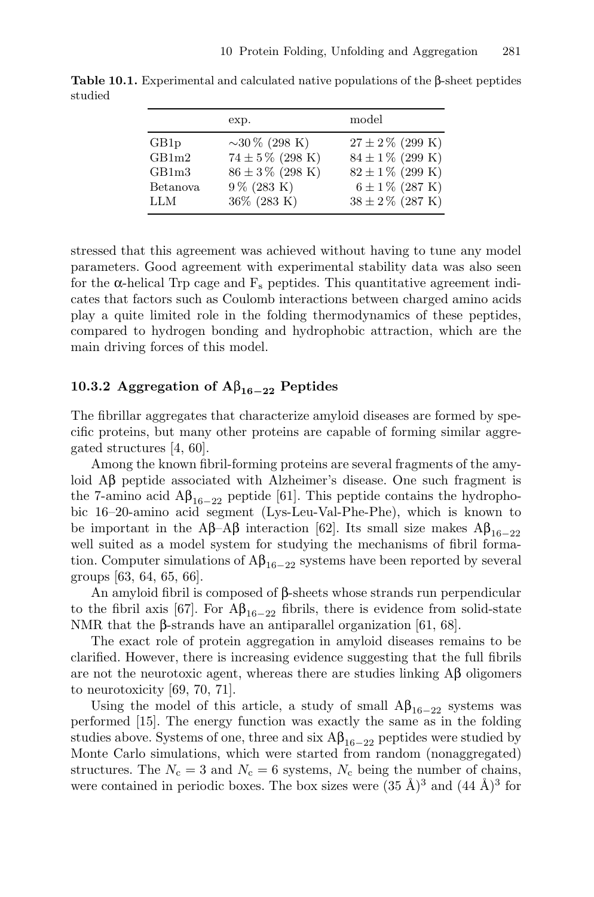**Table 10.1.** Experimental and calculated native populations of the β-sheet peptides studied

| | exp. | model |
|---|---|---|
| GB1p | ∼30 % (298 K) | $27 \pm 2$ % (299 K) |
| GB1m2 | $74 \pm 5$ % (298 K) | $84 \pm 1$ % (299 K) |
| GB1m3 | $86 \pm 3$ % (298 K) | $82 \pm 1$ % (299 K) |
| Betanova | 9 % (283 K) | $6 \pm 1$ % (287 K) |
| LLM | 36% (283 K) | $38 \pm 2$ % (287 K) |

stressed that this agreement was achieved without having to tune any model parameters. Good agreement with experimental stability data was also seen for the α-helical Trp cage and $F_s$ peptides. This quantitative agreement indicates that factors such as Coulomb interactions between charged amino acids play a quite limited role in the folding thermodynamics of these peptides, compared to hydrogen bonding and hydrophobic attraction, which are the main driving forces of this model.

### 10.3.2 Aggregation of $A\beta_{16-22}$ Peptides

The fibrillar aggregates that characterize amyloid diseases are formed by specific proteins, but many other proteins are capable of forming similar aggregated structures [4, 60].

Among the known fibril-forming proteins are several fragments of the amyloid Aβ peptide associated with Alzheimer's disease. One such fragment is the 7-amino acid $A\beta_{16-22}$ peptide [61]. This peptide contains the hydrophobic 16–20-amino acid segment (Lys-Leu-Val-Phe-Phe), which is known to be important in the Aβ–Aβ interaction [62]. Its small size makes $A\beta_{16-22}$ well suited as a model system for studying the mechanisms of fibril formation. Computer simulations of $A\beta_{16-22}$ systems have been reported by several groups [63, 64, 65, 66].

An amyloid fibril is composed of β-sheets whose strands run perpendicular to the fibril axis [67]. For $A\beta_{16-22}$ fibrils, there is evidence from solid-state NMR that the β-strands have an antiparallel organization [61, 68].

The exact role of protein aggregation in amyloid diseases remains to be clarified. However, there is increasing evidence suggesting that the full fibrils are not the neurotoxic agent, whereas there are studies linking Aβ oligomers to neurotoxicity [69, 70, 71].

Using the model of this article, a study of small $A\beta_{16-22}$ systems was performed [15]. The energy function was exactly the same as in the folding studies above. Systems of one, three and six $A\beta_{16-22}$ peptides were studied by Monte Carlo simulations, which were started from random (nonaggregated) structures. The $N_c = 3$ and $N_c = 6$ systems, $N_c$ being the number of chains, were contained in periodic boxes. The box sizes were $(35\ \text{Å})^3$ and $(44\ \text{Å})^3$ for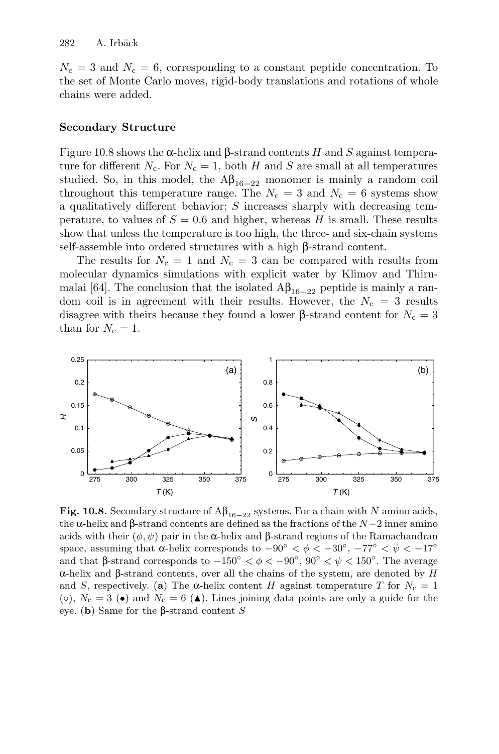$N_c = 3$ and $N_c = 6$, corresponding to a constant peptide concentration. To the set of Monte Carlo moves, rigid-body translations and rotations of whole chains were added.

### Secondary Structure

Figure 10.8 shows the α-helix and β-strand contents $H$ and $S$ against temperature for different $N_c$. For $N_c = 1$, both $H$ and $S$ are small at all temperatures studied. So, in this model, the $A\beta_{16-22}$ monomer is mainly a random coil throughout this temperature range. The $N_c = 3$ and $N_c = 6$ systems show a qualitatively different behavior; $S$ increases sharply with decreasing temperature, to values of $S = 0.6$ and higher, whereas $H$ is small. These results show that unless the temperature is too high, the three- and six-chain systems self-assemble into ordered structures with a high β-strand content.

The results for $N_c = 1$ and $N_c = 3$ can be compared with results from molecular dynamics simulations with explicit water by Klimov and Thirumalai [64]. The conclusion that the isolated $A\beta_{16-22}$ peptide is mainly a random coil is in agreement with their results. However, the $N_c = 3$ results disagree with theirs because they found a lower β-strand content for $N_c = 3$ than for $N_c = 1$.

**Fig. 10.8.** Secondary structure of $A\beta_{16-22}$ systems. For a chain with $N$ amino acids, the α-helix and β-strand contents are defined as the fractions of the $N-2$ inner amino acids with their $(\phi, \psi)$ pair in the α-helix and β-strand regions of the Ramachandran space, assuming that α-helix corresponds to $-90^\circ < \phi < -30^\circ$, $-77^\circ < \psi < -17^\circ$ and that β-strand corresponds to $-150^\circ < \phi < -90^\circ$, $90^\circ < \psi < 150^\circ$. The average α-helix and β-strand contents, over all the chains of the system, are denoted by $H$ and $S$, respectively. (**a**) The α-helix content $H$ against temperature $T$ for $N_c = 1$ (○), $N_c = 3$ (●) and $N_c = 6$ (▲). Lines joining data points are only a guide for the eye. (**b**) Same for the β-strand content $S$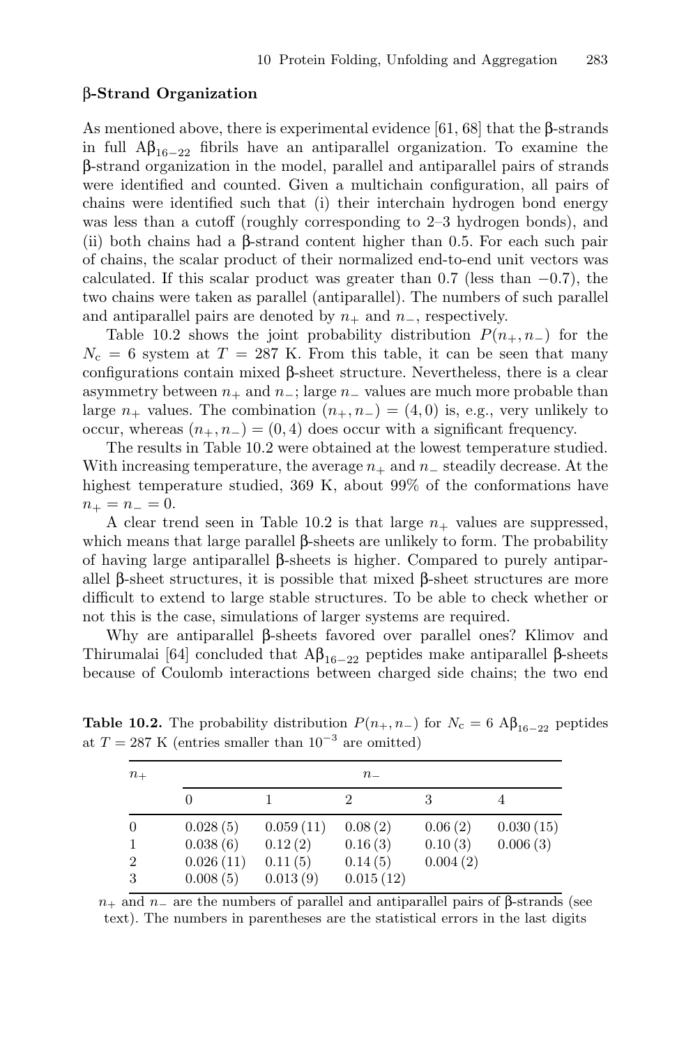### β-Strand Organization

As mentioned above, there is experimental evidence [61, 68] that the β-strands in full $A\beta_{16-22}$ fibrils have an antiparallel organization. To examine the β-strand organization in the model, parallel and antiparallel pairs of strands were identified and counted. Given a multichain configuration, all pairs of chains were identified such that (i) their interchain hydrogen bond energy was less than a cutoff (roughly corresponding to 2–3 hydrogen bonds), and (ii) both chains had a β-strand content higher than 0.5. For each such pair of chains, the scalar product of their normalized end-to-end unit vectors was calculated. If this scalar product was greater than 0.7 (less than −0.7), the two chains were taken as parallel (antiparallel). The numbers of such parallel and antiparallel pairs are denoted by $n_+$ and $n_-$, respectively.

Table 10.2 shows the joint probability distribution $P(n_+, n_-)$ for the $N_c = 6$ system at $T = 287$ K. From this table, it can be seen that many configurations contain mixed β-sheet structure. Nevertheless, there is a clear asymmetry between $n_+$ and $n_-$; large $n_-$ values are much more probable than large $n_+$ values. The combination $(n_+, n_-) = (4, 0)$ is, e.g., very unlikely to occur, whereas $(n_+, n_-) = (0, 4)$ does occur with a significant frequency.

The results in Table 10.2 were obtained at the lowest temperature studied. With increasing temperature, the average $n_+$ and $n_-$ steadily decrease. At the highest temperature studied, 369 K, about 99% of the conformations have $n_+ = n_- = 0$.

A clear trend seen in Table 10.2 is that large $n_+$ values are suppressed, which means that large parallel β-sheets are unlikely to form. The probability of having large antiparallel β-sheets is higher. Compared to purely antiparallel β-sheet structures, it is possible that mixed β-sheet structures are more difficult to extend to large stable structures. To be able to check whether or not this is the case, simulations of larger systems are required.

Why are antiparallel β-sheets favored over parallel ones? Klimov and Thirumalai [64] concluded that $A\beta_{16-22}$ peptides make antiparallel β-sheets because of Coulomb interactions between charged side chains; the two end

**Table 10.2.** The probability distribution $P(n_+, n_-)$ for $N_c = 6$ $A\beta_{16-22}$ peptides at $T = 287$ K (entries smaller than $10^{-3}$ are omitted)

| $n_+$ | $n_-$ | | | | |
|---|---|---|---|---|---|
| | 0 | 1 | 2 | 3 | 4 |
| 0 | 0.028 (5) | 0.059 (11) | 0.08 (2) | 0.06 (2) | 0.030 (15) |
| 1 | 0.038 (6) | 0.12 (2) | 0.16 (3) | 0.10 (3) | 0.006 (3) |
| 2 | 0.026 (11) | 0.11 (5) | 0.14 (5) | 0.004 (2) | |
| 3 | 0.008 (5) | 0.013 (9) | 0.015 (12) | | |

$n_+$ and $n_-$ are the numbers of parallel and antiparallel pairs of β-strands (see text). The numbers in parentheses are the statistical errors in the last digits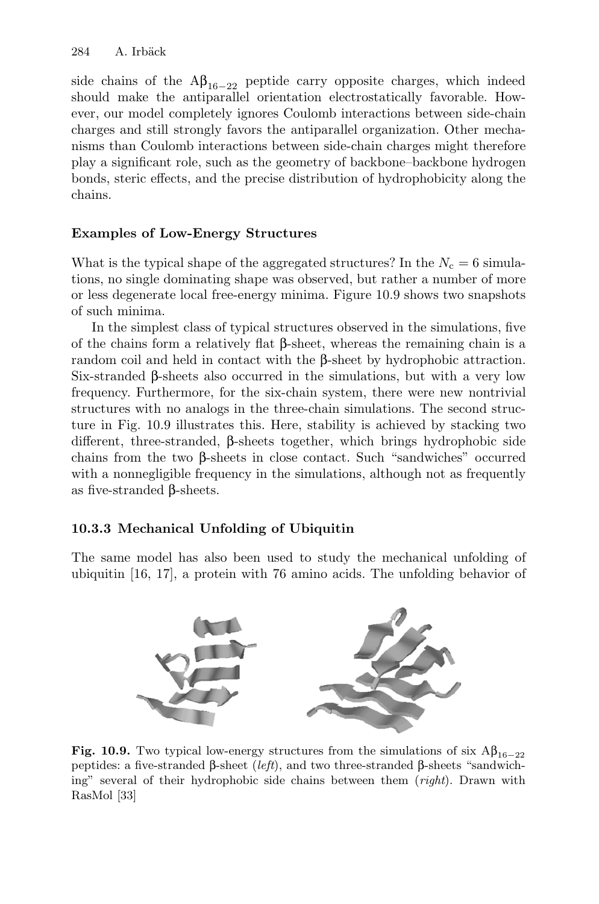side chains of the $A\beta_{16-22}$ peptide carry opposite charges, which indeed should make the antiparallel orientation electrostatically favorable. However, our model completely ignores Coulomb interactions between side-chain charges and still strongly favors the antiparallel organization. Other mechanisms than Coulomb interactions between side-chain charges might therefore play a significant role, such as the geometry of backbone–backbone hydrogen bonds, steric effects, and the precise distribution of hydrophobicity along the chains.

#### Examples of Low-Energy Structures

What is the typical shape of the aggregated structures? In the $N_c = 6$ simulations, no single dominating shape was observed, but rather a number of more or less degenerate local free-energy minima. Figure 10.9 shows two snapshots of such minima.

In the simplest class of typical structures observed in the simulations, five of the chains form a relatively flat β-sheet, whereas the remaining chain is a random coil and held in contact with the β-sheet by hydrophobic attraction. Six-stranded β-sheets also occurred in the simulations, but with a very low frequency. Furthermore, for the six-chain system, there were new nontrivial structures with no analogs in the three-chain simulations. The second structure in Fig. 10.9 illustrates this. Here, stability is achieved by stacking two different, three-stranded, β-sheets together, which brings hydrophobic side chains from the two β-sheets in close contact. Such "sandwiches" occurred with a nonnegligible frequency in the simulations, although not as frequently as five-stranded β-sheets.

### 10.3.3 Mechanical Unfolding of Ubiquitin

The same model has also been used to study the mechanical unfolding of ubiquitin [16, 17], a protein with 76 amino acids. The unfolding behavior of

**Fig. 10.9.** Two typical low-energy structures from the simulations of six $A\beta_{16-22}$ peptides: a five-stranded β-sheet (*left*), and two three-stranded β-sheets "sandwiching" several of their hydrophobic side chains between them (*right*). Drawn with RasMol [33]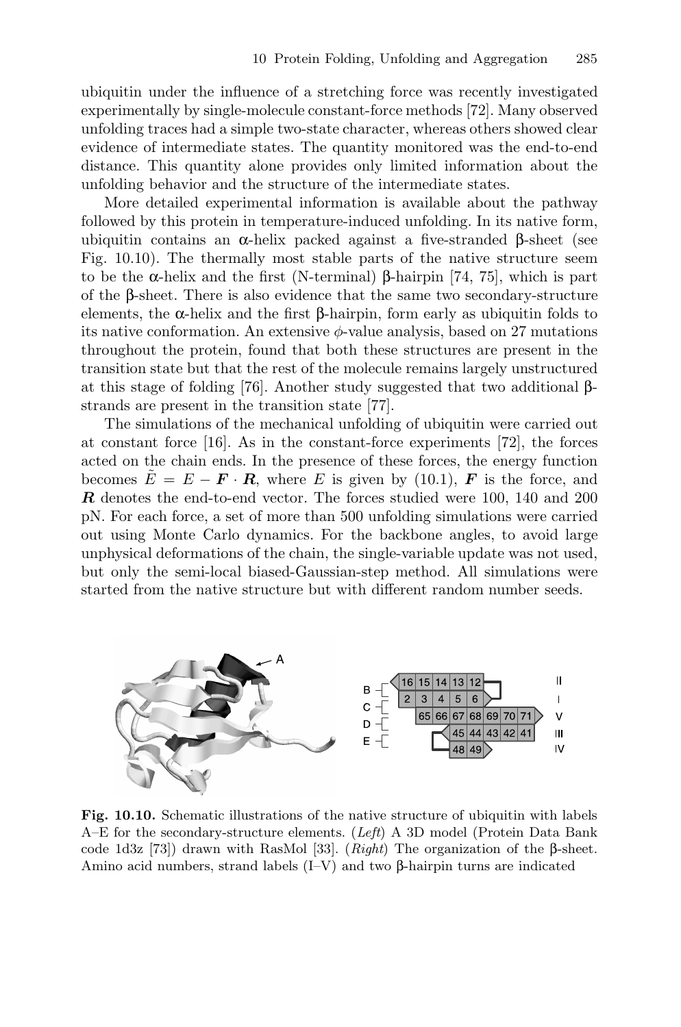ubiquitin under the influence of a stretching force was recently investigated experimentally by single-molecule constant-force methods [72]. Many observed unfolding traces had a simple two-state character, whereas others showed clear evidence of intermediate states. The quantity monitored was the end-to-end distance. This quantity alone provides only limited information about the unfolding behavior and the structure of the intermediate states.

More detailed experimental information is available about the pathway followed by this protein in temperature-induced unfolding. In its native form, ubiquitin contains an α-helix packed against a five-stranded β-sheet (see Fig. 10.10). The thermally most stable parts of the native structure seem to be the α-helix and the first (N-terminal) β-hairpin [74, 75], which is part of the β-sheet. There is also evidence that the same two secondary-structure elements, the α-helix and the first β-hairpin, form early as ubiquitin folds to its native conformation. An extensive $\phi$-value analysis, based on 27 mutations throughout the protein, found that both these structures are present in the transition state but that the rest of the molecule remains largely unstructured at this stage of folding [76]. Another study suggested that two additional β-strands are present in the transition state [77].

The simulations of the mechanical unfolding of ubiquitin were carried out at constant force [16]. As in the constant-force experiments [72], the forces acted on the chain ends. In the presence of these forces, the energy function becomes $\tilde{E} = E - \boldsymbol{F} \cdot \boldsymbol{R}$, where $E$ is given by (10.1), $\boldsymbol{F}$ is the force, and $\boldsymbol{R}$ denotes the end-to-end vector. The forces studied were 100, 140 and 200 pN. For each force, a set of more than 500 unfolding simulations were carried out using Monte Carlo dynamics. For the backbone angles, to avoid large unphysical deformations of the chain, the single-variable update was not used, but only the semi-local biased-Gaussian-step method. All simulations were started from the native structure but with different random number seeds.

**Fig. 10.10.** Schematic illustrations of the native structure of ubiquitin with labels A–E for the secondary-structure elements. (*Left*) A 3D model (Protein Data Bank code 1d3z [73]) drawn with RasMol [33]. (*Right*) The organization of the β-sheet. Amino acid numbers, strand labels (I–V) and two β-hairpin turns are indicated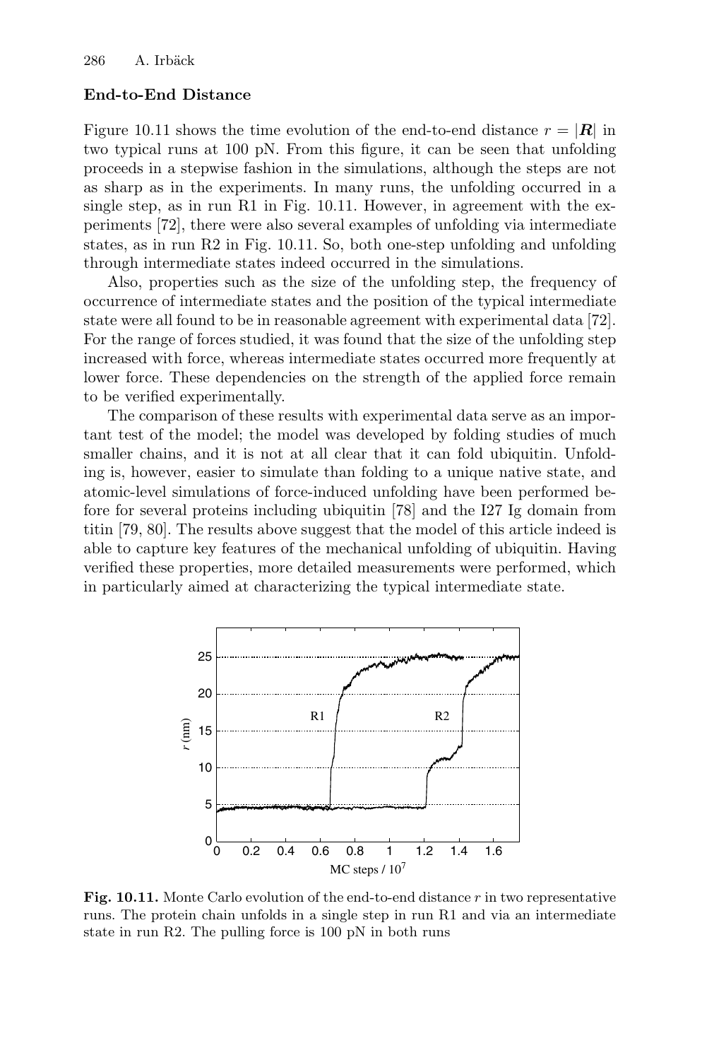### End-to-End Distance

Figure 10.11 shows the time evolution of the end-to-end distance $r = |\boldsymbol{R}|$ in two typical runs at 100 pN. From this figure, it can be seen that unfolding proceeds in a stepwise fashion in the simulations, although the steps are not as sharp as in the experiments. In many runs, the unfolding occurred in a single step, as in run R1 in Fig. 10.11. However, in agreement with the experiments [72], there were also several examples of unfolding via intermediate states, as in run R2 in Fig. 10.11. So, both one-step unfolding and unfolding through intermediate states indeed occurred in the simulations.

Also, properties such as the size of the unfolding step, the frequency of occurrence of intermediate states and the position of the typical intermediate state were all found to be in reasonable agreement with experimental data [72]. For the range of forces studied, it was found that the size of the unfolding step increased with force, whereas intermediate states occurred more frequently at lower force. These dependencies on the strength of the applied force remain to be verified experimentally.

The comparison of these results with experimental data serve as an important test of the model; the model was developed by folding studies of much smaller chains, and it is not at all clear that it can fold ubiquitin. Unfolding is, however, easier to simulate than folding to a unique native state, and atomic-level simulations of force-induced unfolding have been performed before for several proteins including ubiquitin [78] and the I27 Ig domain from titin [79, 80]. The results above suggest that the model of this article indeed is able to capture key features of the mechanical unfolding of ubiquitin. Having verified these properties, more detailed measurements were performed, which in particularly aimed at characterizing the typical intermediate state.

**Fig. 10.11.** Monte Carlo evolution of the end-to-end distance $r$ in two representative runs. The protein chain unfolds in a single step in run R1 and via an intermediate state in run R2. The pulling force is 100 pN in both runs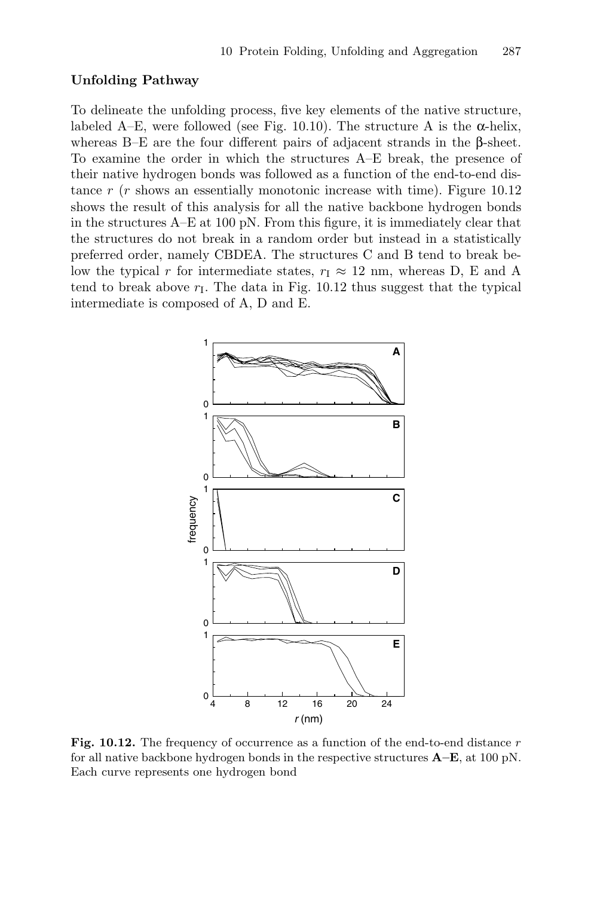### Unfolding Pathway

To delineate the unfolding process, five key elements of the native structure, labeled A–E, were followed (see Fig. 10.10). The structure A is the α-helix, whereas B–E are the four different pairs of adjacent strands in the β-sheet. To examine the order in which the structures A–E break, the presence of their native hydrogen bonds was followed as a function of the end-to-end distance $r$ ($r$ shows an essentially monotonic increase with time). Figure 10.12 shows the result of this analysis for all the native backbone hydrogen bonds in the structures A–E at 100 pN. From this figure, it is immediately clear that the structures do not break in a random order but instead in a statistically preferred order, namely CBDEA. The structures C and B tend to break below the typical $r$ for intermediate states, $r_{\mathrm{I}} \approx 12$ nm, whereas D, E and A tend to break above $r_{\mathrm{I}}$. The data in Fig. 10.12 thus suggest that the typical intermediate is composed of A, D and E.

**Fig. 10.12.** The frequency of occurrence as a function of the end-to-end distance $r$ for all native backbone hydrogen bonds in the respective structures **A**–**E**, at 100 pN. Each curve represents one hydrogen bond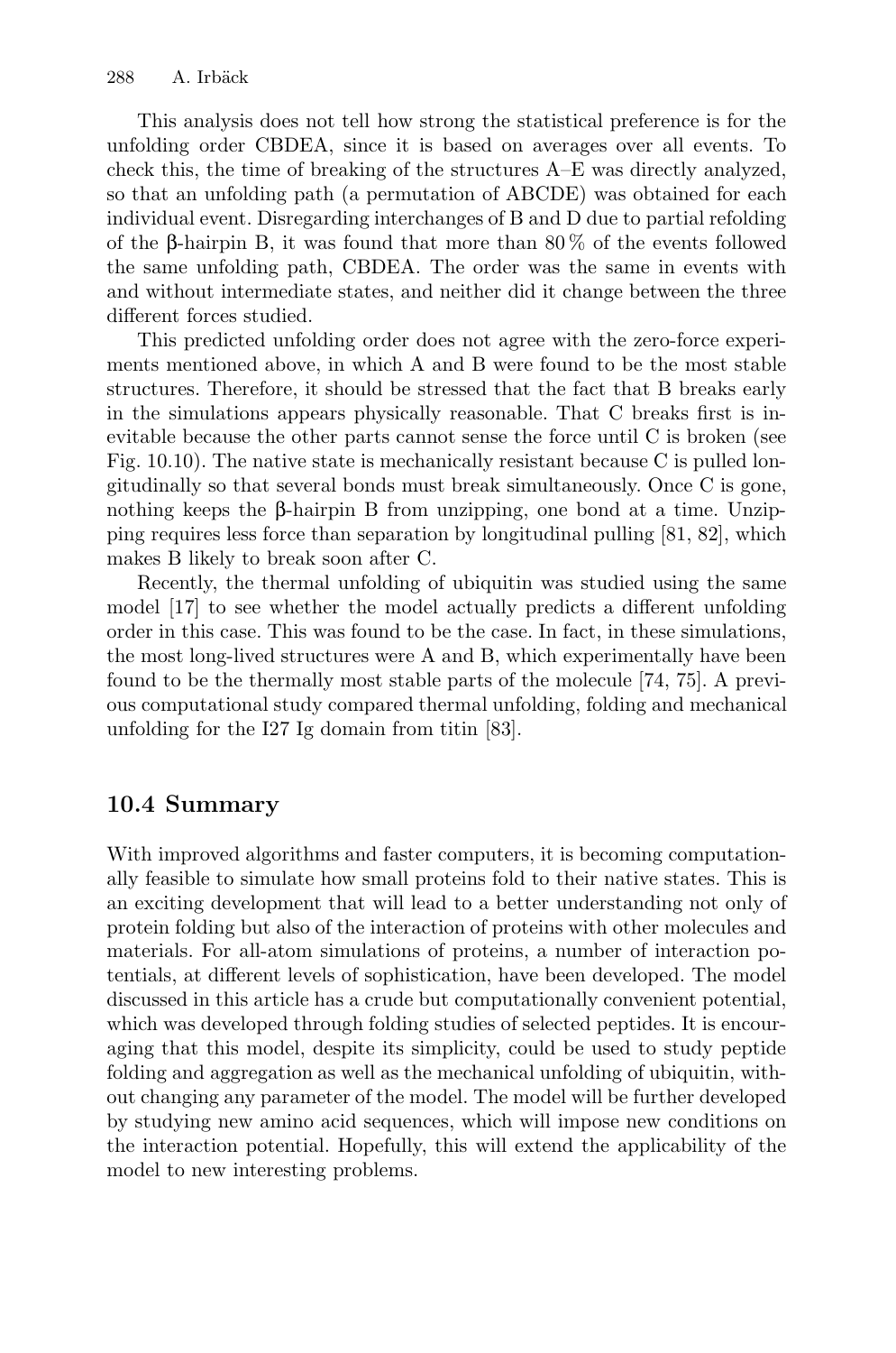This analysis does not tell how strong the statistical preference is for the unfolding order CBDEA, since it is based on averages over all events. To check this, the time of breaking of the structures A–E was directly analyzed, so that an unfolding path (a permutation of ABCDE) was obtained for each individual event. Disregarding interchanges of B and D due to partial refolding of the β-hairpin B, it was found that more than 80 % of the events followed the same unfolding path, CBDEA. The order was the same in events with and without intermediate states, and neither did it change between the three different forces studied.

This predicted unfolding order does not agree with the zero-force experiments mentioned above, in which A and B were found to be the most stable structures. Therefore, it should be stressed that the fact that B breaks early in the simulations appears physically reasonable. That C breaks first is inevitable because the other parts cannot sense the force until C is broken (see Fig. 10.10). The native state is mechanically resistant because C is pulled longitudinally so that several bonds must break simultaneously. Once C is gone, nothing keeps the β-hairpin B from unzipping, one bond at a time. Unzipping requires less force than separation by longitudinal pulling [81, 82], which makes B likely to break soon after C.

Recently, the thermal unfolding of ubiquitin was studied using the same model [17] to see whether the model actually predicts a different unfolding order in this case. This was found to be the case. In fact, in these simulations, the most long-lived structures were A and B, which experimentally have been found to be the thermally most stable parts of the molecule [74, 75]. A previous computational study compared thermal unfolding, folding and mechanical unfolding for the I27 Ig domain from titin [83].

## 10.4 Summary

With improved algorithms and faster computers, it is becoming computationally feasible to simulate how small proteins fold to their native states. This is an exciting development that will lead to a better understanding not only of protein folding but also of the interaction of proteins with other molecules and materials. For all-atom simulations of proteins, a number of interaction potentials, at different levels of sophistication, have been developed. The model discussed in this article has a crude but computationally convenient potential, which was developed through folding studies of selected peptides. It is encouraging that this model, despite its simplicity, could be used to study peptide folding and aggregation as well as the mechanical unfolding of ubiquitin, without changing any parameter of the model. The model will be further developed by studying new amino acid sequences, which will impose new conditions on the interaction potential. Hopefully, this will extend the applicability of the model to new interesting problems.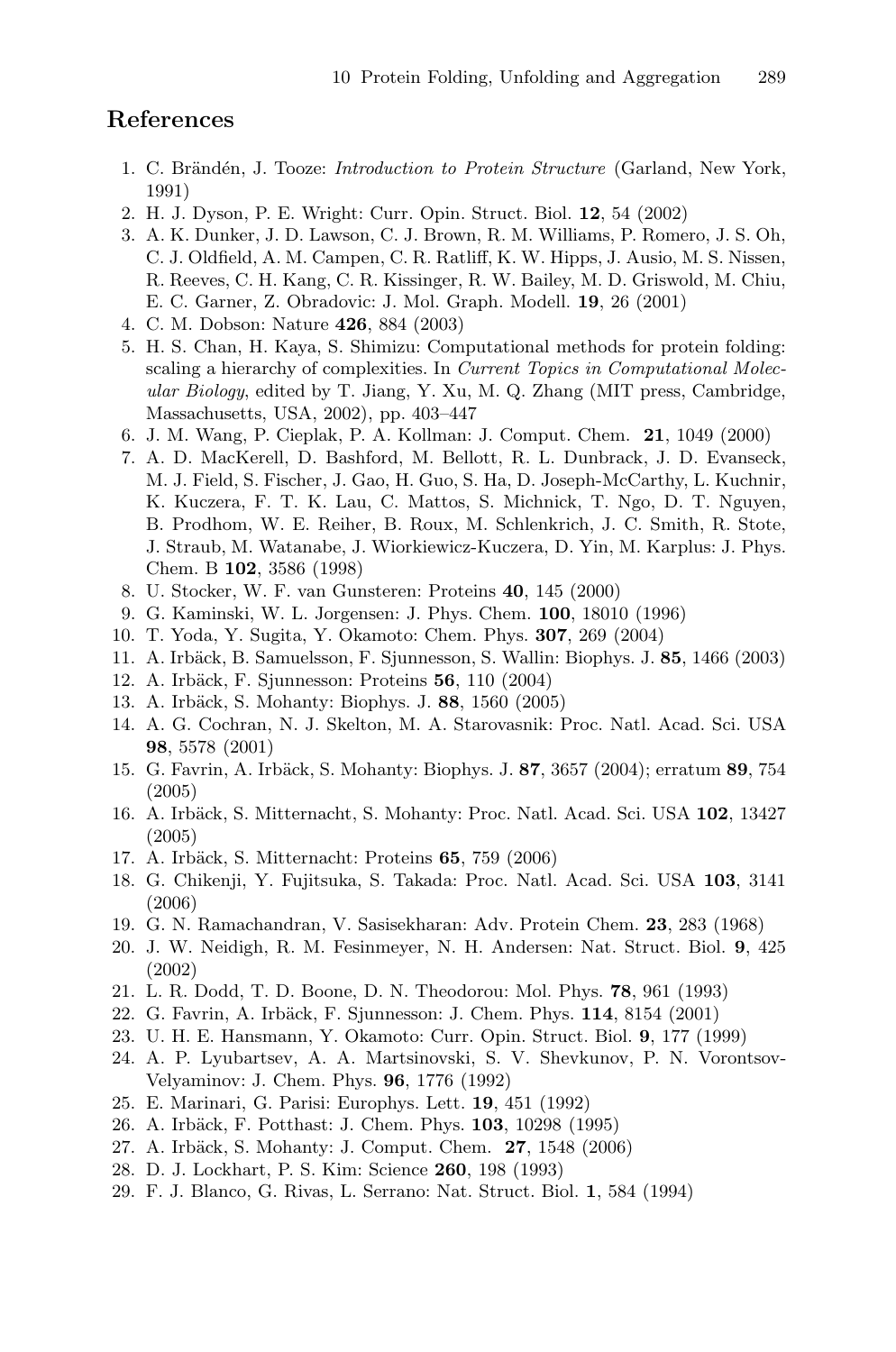## References

1. C. Brändén, J. Tooze: *Introduction to Protein Structure* (Garland, New York, 1991)
2. H. J. Dyson, P. E. Wright: Curr. Opin. Struct. Biol. **12**, 54 (2002)
3. A. K. Dunker, J. D. Lawson, C. J. Brown, R. M. Williams, P. Romero, J. S. Oh, C. J. Oldfield, A. M. Campen, C. R. Ratliff, K. W. Hipps, J. Ausio, M. S. Nissen, R. Reeves, C. H. Kang, C. R. Kissinger, R. W. Bailey, M. D. Griswold, M. Chiu, E. C. Garner, Z. Obradovic: J. Mol. Graph. Modell. **19**, 26 (2001)
4. C. M. Dobson: Nature **426**, 884 (2003)
5. H. S. Chan, H. Kaya, S. Shimizu: Computational methods for protein folding: scaling a hierarchy of complexities. In *Current Topics in Computational Molecular Biology*, edited by T. Jiang, Y. Xu, M. Q. Zhang (MIT press, Cambridge, Massachusetts, USA, 2002), pp. 403–447
6. J. M. Wang, P. Cieplak, P. A. Kollman: J. Comput. Chem. **21**, 1049 (2000)
7. A. D. MacKerell, D. Bashford, M. Bellott, R. L. Dunbrack, J. D. Evanseck, M. J. Field, S. Fischer, J. Gao, H. Guo, S. Ha, D. Joseph-McCarthy, L. Kuchnir, K. Kuczera, F. T. K. Lau, C. Mattos, S. Michnick, T. Ngo, D. T. Nguyen, B. Prodhom, W. E. Reiher, B. Roux, M. Schlenkrich, J. C. Smith, R. Stote, J. Straub, M. Watanabe, J. Wiorkiewicz-Kuczera, D. Yin, M. Karplus: J. Phys. Chem. B **102**, 3586 (1998)
8. U. Stocker, W. F. van Gunsteren: Proteins **40**, 145 (2000)
9. G. Kaminski, W. L. Jorgensen: J. Phys. Chem. **100**, 18010 (1996)
10. T. Yoda, Y. Sugita, Y. Okamoto: Chem. Phys. **307**, 269 (2004)
11. A. Irbäck, B. Samuelsson, F. Sjunnesson, S. Wallin: Biophys. J. **85**, 1466 (2003)
12. A. Irbäck, F. Sjunnesson: Proteins **56**, 110 (2004)
13. A. Irbäck, S. Mohanty: Biophys. J. **88**, 1560 (2005)
14. A. G. Cochran, N. J. Skelton, M. A. Starovasnik: Proc. Natl. Acad. Sci. USA **98**, 5578 (2001)
15. G. Favrin, A. Irbäck, S. Mohanty: Biophys. J. **87**, 3657 (2004); erratum **89**, 754 (2005)
16. A. Irbäck, S. Mitternacht, S. Mohanty: Proc. Natl. Acad. Sci. USA **102**, 13427 (2005)
17. A. Irbäck, S. Mitternacht: Proteins **65**, 759 (2006)
18. G. Chikenji, Y. Fujitsuka, S. Takada: Proc. Natl. Acad. Sci. USA **103**, 3141 (2006)
19. G. N. Ramachandran, V. Sasisekharan: Adv. Protein Chem. **23**, 283 (1968)
20. J. W. Neidigh, R. M. Fesinmeyer, N. H. Andersen: Nat. Struct. Biol. **9**, 425 (2002)
21. L. R. Dodd, T. D. Boone, D. N. Theodorou: Mol. Phys. **78**, 961 (1993)
22. G. Favrin, A. Irbäck, F. Sjunnesson: J. Chem. Phys. **114**, 8154 (2001)
23. U. H. E. Hansmann, Y. Okamoto: Curr. Opin. Struct. Biol. **9**, 177 (1999)
24. A. P. Lyubartsev, A. A. Martsinovski, S. V. Shevkunov, P. N. Vorontsov-Velyaminov: J. Chem. Phys. **96**, 1776 (1992)
25. E. Marinari, G. Parisi: Europhys. Lett. **19**, 451 (1992)
26. A. Irbäck, F. Potthast: J. Chem. Phys. **103**, 10298 (1995)
27. A. Irbäck, S. Mohanty: J. Comput. Chem. **27**, 1548 (2006)
28. D. J. Lockhart, P. S. Kim: Science **260**, 198 (1993)
29. F. J. Blanco, G. Rivas, L. Serrano: Nat. Struct. Biol. **1**, 584 (1994)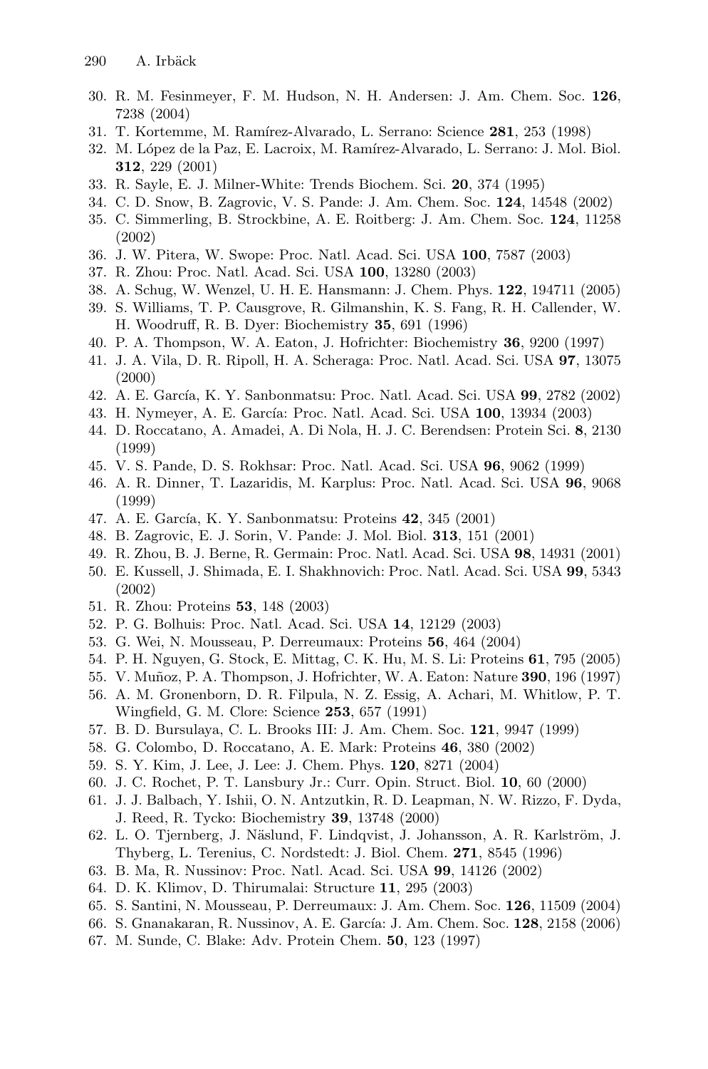30. R. M. Fesinmeyer, F. M. Hudson, N. H. Andersen: J. Am. Chem. Soc. **126**, 7238 (2004)
31. T. Kortemme, M. Ramírez-Alvarado, L. Serrano: Science **281**, 253 (1998)
32. M. López de la Paz, E. Lacroix, M. Ramírez-Alvarado, L. Serrano: J. Mol. Biol. **312**, 229 (2001)
33. R. Sayle, E. J. Milner-White: Trends Biochem. Sci. **20**, 374 (1995)
34. C. D. Snow, B. Zagrovic, V. S. Pande: J. Am. Chem. Soc. **124**, 14548 (2002)
35. C. Simmerling, B. Strockbine, A. E. Roitberg: J. Am. Chem. Soc. **124**, 11258 (2002)
36. J. W. Pitera, W. Swope: Proc. Natl. Acad. Sci. USA **100**, 7587 (2003)
37. R. Zhou: Proc. Natl. Acad. Sci. USA **100**, 13280 (2003)
38. A. Schug, W. Wenzel, U. H. E. Hansmann: J. Chem. Phys. **122**, 194711 (2005)
39. S. Williams, T. P. Causgrove, R. Gilmanshin, K. S. Fang, R. H. Callender, W. H. Woodruff, R. B. Dyer: Biochemistry **35**, 691 (1996)
40. P. A. Thompson, W. A. Eaton, J. Hofrichter: Biochemistry **36**, 9200 (1997)
41. J. A. Vila, D. R. Ripoll, H. A. Scheraga: Proc. Natl. Acad. Sci. USA **97**, 13075 (2000)
42. A. E. García, K. Y. Sanbonmatsu: Proc. Natl. Acad. Sci. USA **99**, 2782 (2002)
43. H. Nymeyer, A. E. García: Proc. Natl. Acad. Sci. USA **100**, 13934 (2003)
44. D. Roccatano, A. Amadei, A. Di Nola, H. J. C. Berendsen: Protein Sci. **8**, 2130 (1999)
45. V. S. Pande, D. S. Rokhsar: Proc. Natl. Acad. Sci. USA **96**, 9062 (1999)
46. A. R. Dinner, T. Lazaridis, M. Karplus: Proc. Natl. Acad. Sci. USA **96**, 9068 (1999)
47. A. E. García, K. Y. Sanbonmatsu: Proteins **42**, 345 (2001)
48. B. Zagrovic, E. J. Sorin, V. Pande: J. Mol. Biol. **313**, 151 (2001)
49. R. Zhou, B. J. Berne, R. Germain: Proc. Natl. Acad. Sci. USA **98**, 14931 (2001)
50. E. Kussell, J. Shimada, E. I. Shakhnovich: Proc. Natl. Acad. Sci. USA **99**, 5343 (2002)
51. R. Zhou: Proteins **53**, 148 (2003)
52. P. G. Bolhuis: Proc. Natl. Acad. Sci. USA **14**, 12129 (2003)
53. G. Wei, N. Mousseau, P. Derreumaux: Proteins **56**, 464 (2004)
54. P. H. Nguyen, G. Stock, E. Mittag, C. K. Hu, M. S. Li: Proteins **61**, 795 (2005)
55. V. Muñoz, P. A. Thompson, J. Hofrichter, W. A. Eaton: Nature **390**, 196 (1997)
56. A. M. Gronenborn, D. R. Filpula, N. Z. Essig, A. Achari, M. Whitlow, P. T. Wingfield, G. M. Clore: Science **253**, 657 (1991)
57. B. D. Bursulaya, C. L. Brooks III: J. Am. Chem. Soc. **121**, 9947 (1999)
58. G. Colombo, D. Roccatano, A. E. Mark: Proteins **46**, 380 (2002)
59. S. Y. Kim, J. Lee, J. Lee: J. Chem. Phys. **120**, 8271 (2004)
60. J. C. Rochet, P. T. Lansbury Jr.: Curr. Opin. Struct. Biol. **10**, 60 (2000)
61. J. J. Balbach, Y. Ishii, O. N. Antzutkin, R. D. Leapman, N. W. Rizzo, F. Dyda, J. Reed, R. Tycko: Biochemistry **39**, 13748 (2000)
62. L. O. Tjernberg, J. Näslund, F. Lindqvist, J. Johansson, A. R. Karlström, J. Thyberg, L. Terenius, C. Nordstedt: J. Biol. Chem. **271**, 8545 (1996)
63. B. Ma, R. Nussinov: Proc. Natl. Acad. Sci. USA **99**, 14126 (2002)
64. D. K. Klimov, D. Thirumalai: Structure **11**, 295 (2003)
65. S. Santini, N. Mousseau, P. Derreumaux: J. Am. Chem. Soc. **126**, 11509 (2004)
66. S. Gnanakaran, R. Nussinov, A. E. García: J. Am. Chem. Soc. **128**, 2158 (2006)
67. M. Sunde, C. Blake: Adv. Protein Chem. **50**, 123 (1997)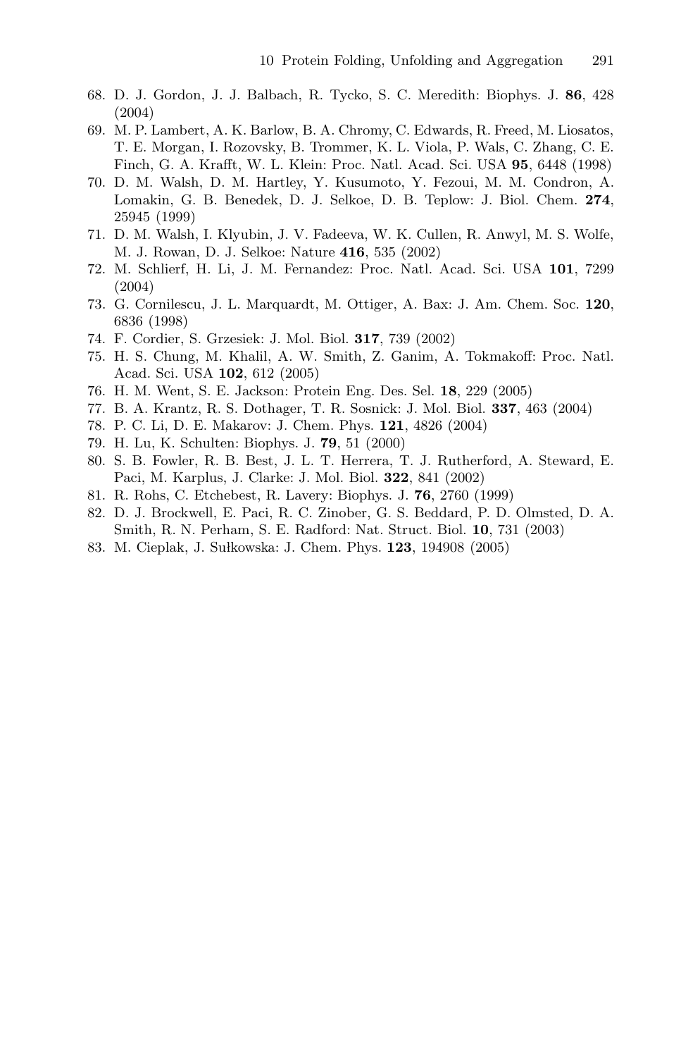68. D. J. Gordon, J. J. Balbach, R. Tycko, S. C. Meredith: Biophys. J. **86**, 428 (2004)
69. M. P. Lambert, A. K. Barlow, B. A. Chromy, C. Edwards, R. Freed, M. Liosatos, T. E. Morgan, I. Rozovsky, B. Trommer, K. L. Viola, P. Wals, C. Zhang, C. E. Finch, G. A. Krafft, W. L. Klein: Proc. Natl. Acad. Sci. USA **95**, 6448 (1998)
70. D. M. Walsh, D. M. Hartley, Y. Kusumoto, Y. Fezoui, M. M. Condron, A. Lomakin, G. B. Benedek, D. J. Selkoe, D. B. Teplow: J. Biol. Chem. **274**, 25945 (1999)
71. D. M. Walsh, I. Klyubin, J. V. Fadeeva, W. K. Cullen, R. Anwyl, M. S. Wolfe, M. J. Rowan, D. J. Selkoe: Nature **416**, 535 (2002)
72. M. Schlierf, H. Li, J. M. Fernandez: Proc. Natl. Acad. Sci. USA **101**, 7299 (2004)
73. G. Cornilescu, J. L. Marquardt, M. Ottiger, A. Bax: J. Am. Chem. Soc. **120**, 6836 (1998)
74. F. Cordier, S. Grzesiek: J. Mol. Biol. **317**, 739 (2002)
75. H. S. Chung, M. Khalil, A. W. Smith, Z. Ganim, A. Tokmakoff: Proc. Natl. Acad. Sci. USA **102**, 612 (2005)
76. H. M. Went, S. E. Jackson: Protein Eng. Des. Sel. **18**, 229 (2005)
77. B. A. Krantz, R. S. Dothager, T. R. Sosnick: J. Mol. Biol. **337**, 463 (2004)
78. P. C. Li, D. E. Makarov: J. Chem. Phys. **121**, 4826 (2004)
79. H. Lu, K. Schulten: Biophys. J. **79**, 51 (2000)
80. S. B. Fowler, R. B. Best, J. L. T. Herrera, T. J. Rutherford, A. Steward, E. Paci, M. Karplus, J. Clarke: J. Mol. Biol. **322**, 841 (2002)
81. R. Rohs, C. Etchebest, R. Lavery: Biophys. J. **76**, 2760 (1999)
82. D. J. Brockwell, E. Paci, R. C. Zinober, G. S. Beddard, P. D. Olmsted, D. A. Smith, R. N. Perham, S. E. Radford: Nat. Struct. Biol. **10**, 731 (2003)
83. M. Cieplak, J. Sułkowska: J. Chem. Phys. **123**, 194908 (2005)